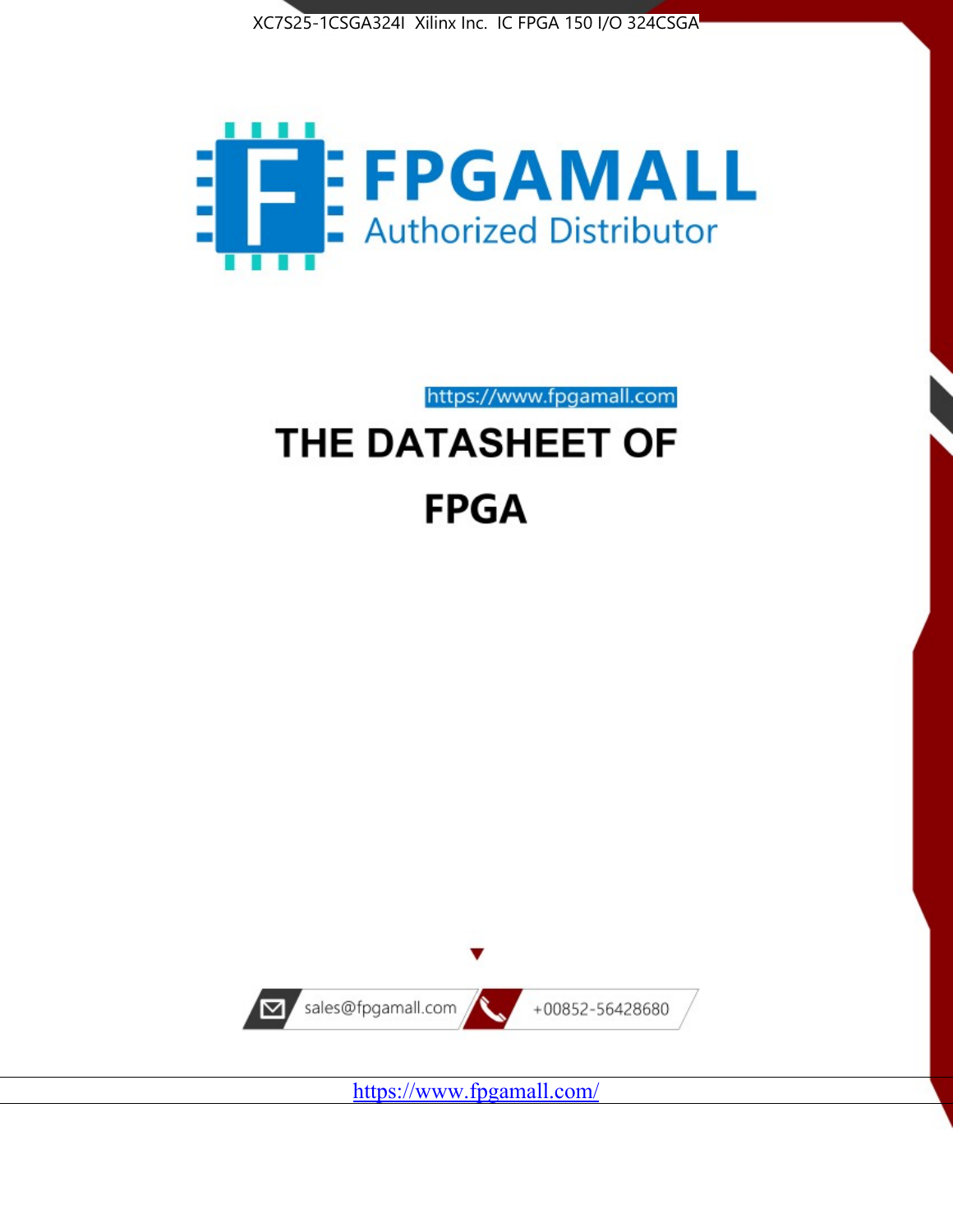XC7S25-1CSGA324I Xilinx Inc. IC FPGA 150 I/O 324CSGA

FPGAMALL

Authorized Distributor

https://www.fpgamall.com

# THE DATASHEET OF

# FPGA

sales@fpgamall.com

+00852-56428680

https://www.fpgamall.com/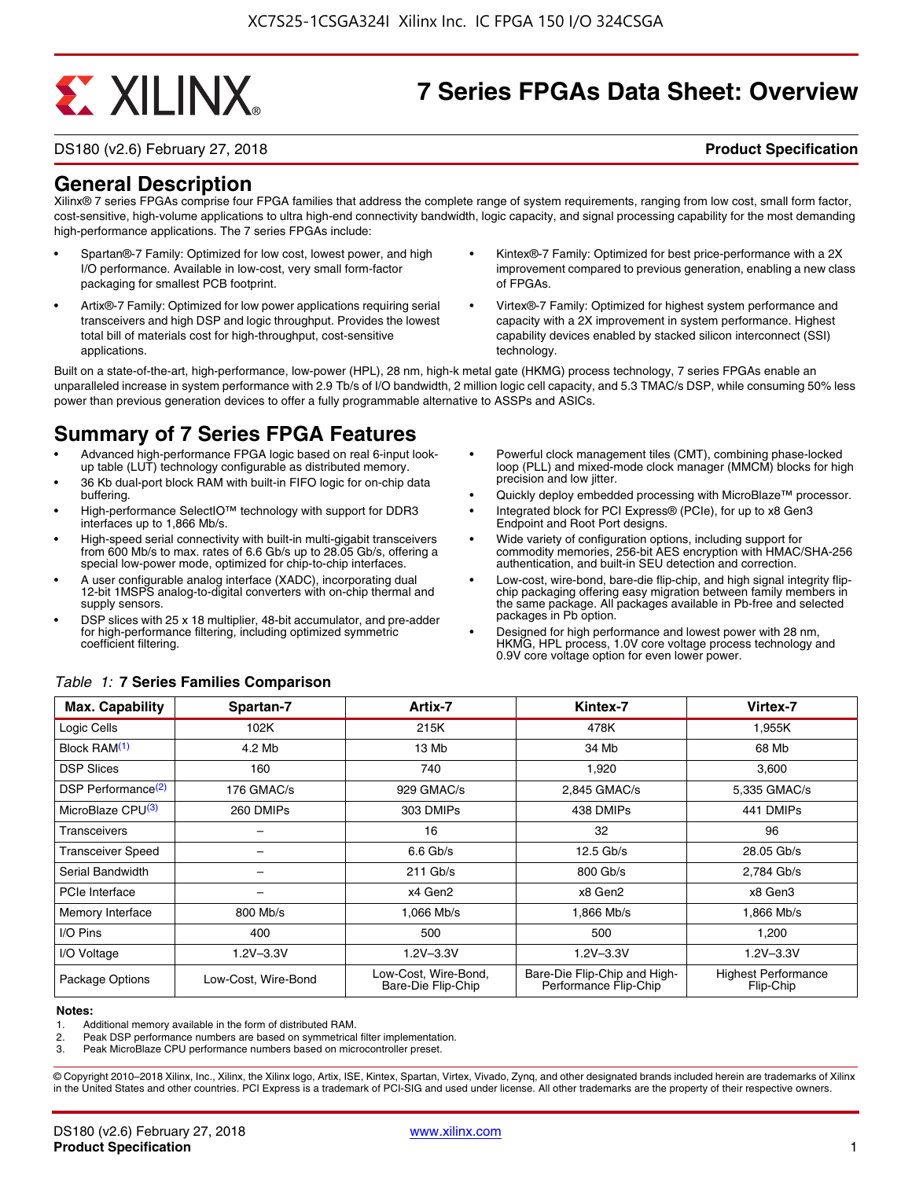# 7 Series FPGAs Data Sheet: Overview

DS180 (v2.6) February 27, 2018 **Product Specification**

## General Description

Xilinx® 7 series FPGAs comprise four FPGA families that address the complete range of system requirements, ranging from low cost, small form factor, cost-sensitive, high-volume applications to ultra high-end connectivity bandwidth, logic capacity, and signal processing capability for the most demanding high-performance applications. The 7 series FPGAs include:

- Spartan®-7 Family: Optimized for low cost, lowest power, and high I/O performance. Available in low-cost, very small form-factor packaging for smallest PCB footprint.
- Artix®-7 Family: Optimized for low power applications requiring serial transceivers and high DSP and logic throughput. Provides the lowest total bill of materials cost for high-throughput, cost-sensitive applications.
- Kintex®-7 Family: Optimized for best price-performance with a 2X improvement compared to previous generation, enabling a new class of FPGAs.
- Virtex®-7 Family: Optimized for highest system performance and capacity with a 2X improvement in system performance. Highest capability devices enabled by stacked silicon interconnect (SSI) technology.

Built on a state-of-the-art, high-performance, low-power (HPL), 28 nm, high-k metal gate (HKMG) process technology, 7 series FPGAs enable an unparalleled increase in system performance with 2.9 Tb/s of I/O bandwidth, 2 million logic cell capacity, and 5.3 TMAC/s DSP, while consuming 50% less power than previous generation devices to offer a fully programmable alternative to ASSPs and ASICs.

## Summary of 7 Series FPGA Features

- Advanced high-performance FPGA logic based on real 6-input look-up table (LUT) technology configurable as distributed memory.
- 36 Kb dual-port block RAM with built-in FIFO logic for on-chip data buffering.
- High-performance SelectIO™ technology with support for DDR3 interfaces up to 1,866 Mb/s.
- High-speed serial connectivity with built-in multi-gigabit transceivers from 600 Mb/s to max. rates of 6.6 Gb/s up to 28.05 Gb/s, offering a special low-power mode, optimized for chip-to-chip interfaces.
- A user configurable analog interface (XADC), incorporating dual 12-bit 1MSPS analog-to-digital converters with on-chip thermal and supply sensors.
- DSP slices with 25 x 18 multiplier, 48-bit accumulator, and pre-adder for high-performance filtering, including optimized symmetric coefficient filtering.
- Powerful clock management tiles (CMT), combining phase-locked loop (PLL) and mixed-mode clock manager (MMCM) blocks for high precision and low jitter.
- Quickly deploy embedded processing with MicroBlaze™ processor.
- Integrated block for PCI Express® (PCIe), for up to x8 Gen3 Endpoint and Root Port designs.
- Wide variety of configuration options, including support for commodity memories, 256-bit AES encryption with HMAC/SHA-256 authentication, and built-in SEU detection and correction.
- Low-cost, wire-bond, bare-die flip-chip, and high signal integrity flip-chip packaging offering easy migration between family members in the same package. All packages available in Pb-free and selected packages in Pb option.
- Designed for high performance and lowest power with 28 nm, HKMG, HPL process, 1.0V core voltage process technology and 0.9V core voltage option for even lower power.

*Table 1:* **7 Series Families Comparison**

| Max. Capability | Spartan-7 | Artix-7 | Kintex-7 | Virtex-7 |
|---|---|---|---|---|
| Logic Cells | 102K | 215K | 478K | 1,955K |
| Block RAM(1) | 4.2 Mb | 13 Mb | 34 Mb | 68 Mb |
| DSP Slices | 160 | 740 | 1,920 | 3,600 |
| DSP Performance(2) | 176 GMAC/s | 929 GMAC/s | 2,845 GMAC/s | 5,335 GMAC/s |
| MicroBlaze CPU(3) | 260 DMIPs | 303 DMIPs | 438 DMIPs | 441 DMIPs |
| Transceivers | – | 16 | 32 | 96 |
| Transceiver Speed | – | 6.6 Gb/s | 12.5 Gb/s | 28.05 Gb/s |
| Serial Bandwidth | – | 211 Gb/s | 800 Gb/s | 2,784 Gb/s |
| PCIe Interface | – | x4 Gen2 | x8 Gen2 | x8 Gen3 |
| Memory Interface | 800 Mb/s | 1,066 Mb/s | 1,866 Mb/s | 1,866 Mb/s |
| I/O Pins | 400 | 500 | 500 | 1,200 |
| I/O Voltage | 1.2V–3.3V | 1.2V–3.3V | 1.2V–3.3V | 1.2V–3.3V |
| Package Options | Low-Cost, Wire-Bond | Low-Cost, Wire-Bond, Bare-Die Flip-Chip | Bare-Die Flip-Chip and High-Performance Flip-Chip | Highest Performance Flip-Chip |

**Notes:**

1. Additional memory available in the form of distributed RAM.
2. Peak DSP performance numbers are based on symmetrical filter implementation.
3. Peak MicroBlaze CPU performance numbers based on microcontroller preset.

© Copyright 2010–2018 Xilinx, Inc., Xilinx, the Xilinx logo, Artix, ISE, Kintex, Spartan, Virtex, Vivado, Zynq, and other designated brands included herein are trademarks of Xilinx in the United States and other countries. PCI Express is a trademark of PCI-SIG and used under license. All other trademarks are the property of their respective owners.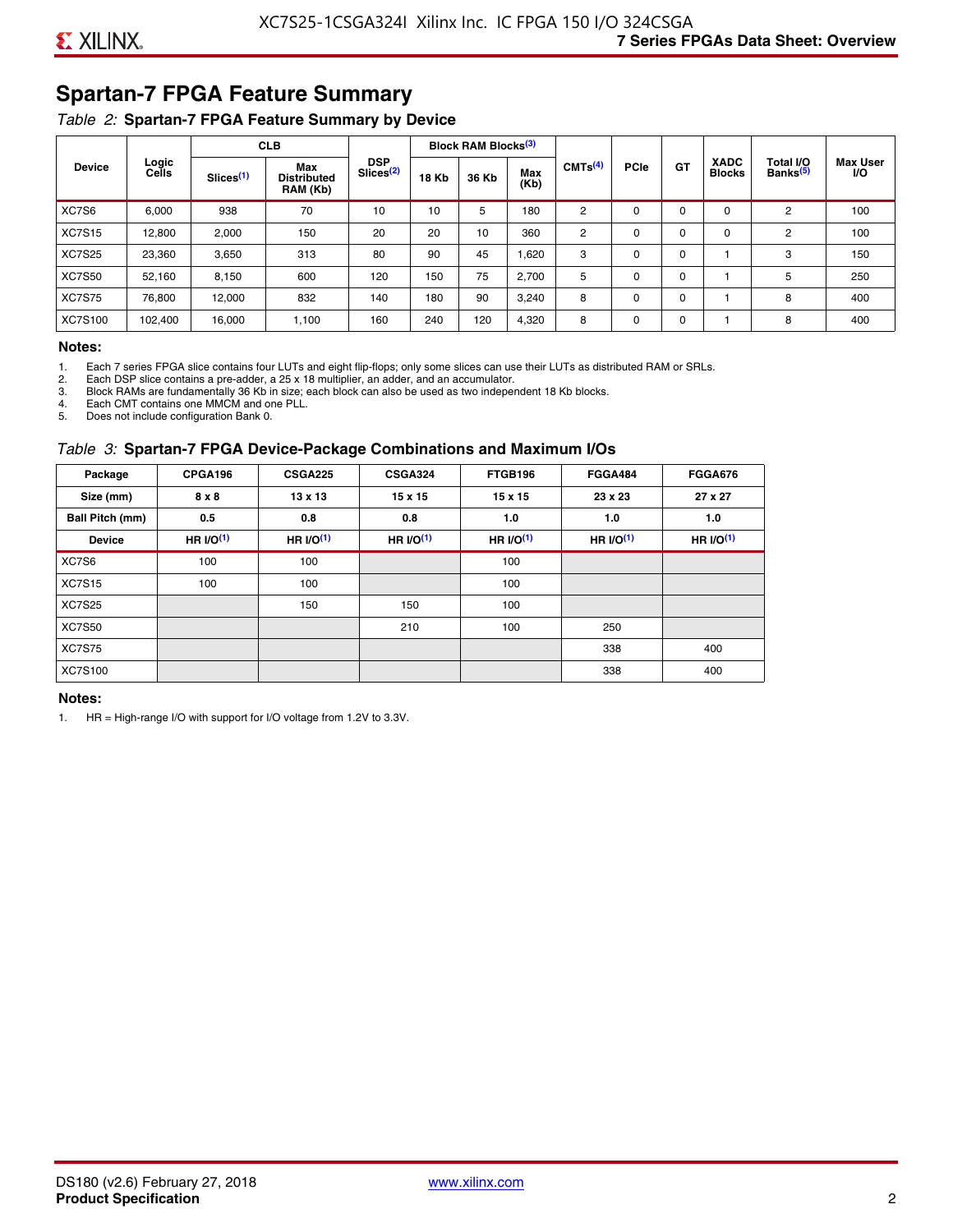## Spartan-7 FPGA Feature Summary

*Table 2:* **Spartan-7 FPGA Feature Summary by Device**

| Device | Logic Cells | CLB | | DSP Slices[2] | Block RAM Blocks[3] | | | CMTs[4] | PCIe | GT | XADC Blocks | Total I/O Banks[5] | Max User I/O |
|---|---|---|---|---|---|---|---|---|---|---|---|---|---|
| | | Slices[1] | Max Distributed RAM (Kb) | | 18 Kb | 36 Kb | Max (Kb) | | | | | | |
| XC7S6 | 6,000 | 938 | 70 | 10 | 10 | 5 | 180 | 2 | 0 | 0 | 0 | 2 | 100 |
| XC7S15 | 12,800 | 2,000 | 150 | 20 | 20 | 10 | 360 | 2 | 0 | 0 | 0 | 2 | 100 |
| XC7S25 | 23,360 | 3,650 | 313 | 80 | 90 | 45 | 1,620 | 3 | 0 | 0 | 1 | 3 | 150 |
| XC7S50 | 52,160 | 8,150 | 600 | 120 | 150 | 75 | 2,700 | 5 | 0 | 0 | 1 | 5 | 250 |
| XC7S75 | 76,800 | 12,000 | 832 | 140 | 180 | 90 | 3,240 | 8 | 0 | 0 | 1 | 8 | 400 |
| XC7S100 | 102,400 | 16,000 | 1,100 | 160 | 240 | 120 | 4,320 | 8 | 0 | 0 | 1 | 8 | 400 |

**Notes:**

1. Each 7 series FPGA slice contains four LUTs and eight flip-flops; only some slices can use their LUTs as distributed RAM or SRLs.
2. Each DSP slice contains a pre-adder, a 25 x 18 multiplier, an adder, and an accumulator.
3. Block RAMs are fundamentally 36 Kb in size; each block can also be used as two independent 18 Kb blocks.
4. Each CMT contains one MMCM and one PLL.
5. Does not include configuration Bank 0.

*Table 3:* **Spartan-7 FPGA Device-Package Combinations and Maximum I/Os**

| Package | CPGA196 | CSGA225 | CSGA324 | FTGB196 | FGGA484 | FGGA676 |
|---|---|---|---|---|---|---|
| Size (mm) | 8 x 8 | 13 x 13 | 15 x 15 | 15 x 15 | 23 x 23 | 27 x 27 |
| Ball Pitch (mm) | 0.5 | 0.8 | 0.8 | 1.0 | 1.0 | 1.0 |
| Device | HR I/O[1] | HR I/O[1] | HR I/O[1] | HR I/O[1] | HR I/O[1] | HR I/O[1] |
| XC7S6 | 100 | 100 | | 100 | | |
| XC7S15 | 100 | 100 | | 100 | | |
| XC7S25 | | 150 | 150 | 100 | | |
| XC7S50 | | | 210 | 100 | 250 | |
| XC7S75 | | | | | 338 | 400 |
| XC7S100 | | | | | 338 | 400 |

**Notes:**

1. HR = High-range I/O with support for I/O voltage from 1.2V to 3.3V.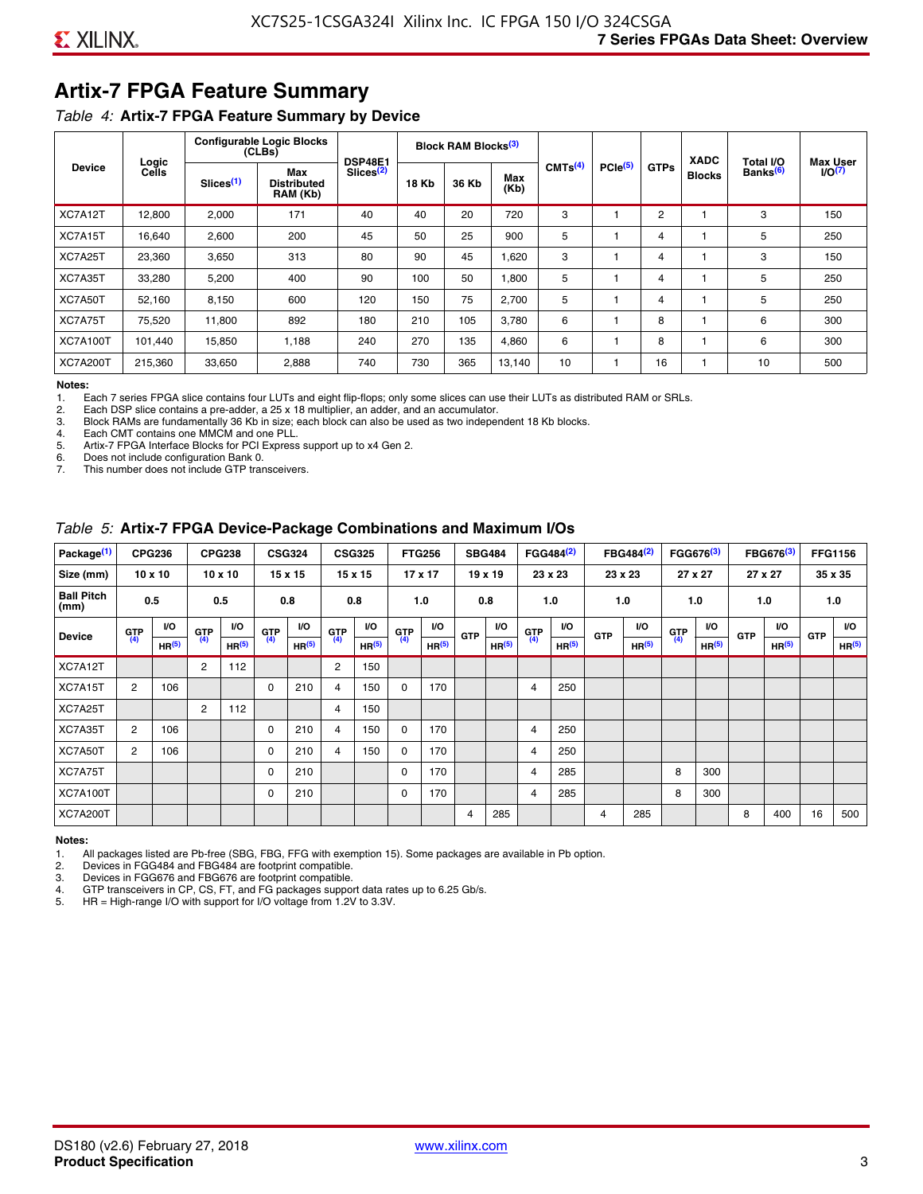## Artix-7 FPGA Feature Summary

*Table 4:* **Artix-7 FPGA Feature Summary by Device**

| Device | Logic Cells | Configurable Logic Blocks (CLBs) | | DSP48E1 Slices[2] | Block RAM Blocks[3] | | | CMTs[4] | PCIe[5] | GTPs | XADC Blocks | Total I/O Banks[6] | Max User I/O[7] |
|---|---|---|---|---|---|---|---|---|---|---|---|---|---|
| | | Slices[1] | Max Distributed RAM (Kb) | | 18 Kb | 36 Kb | Max (Kb) | | | | | | |
| XC7A12T | 12,800 | 2,000 | 171 | 40 | 40 | 20 | 720 | 3 | 1 | 2 | 1 | 3 | 150 |
| XC7A15T | 16,640 | 2,600 | 200 | 45 | 50 | 25 | 900 | 5 | 1 | 4 | 1 | 5 | 250 |
| XC7A25T | 23,360 | 3,650 | 313 | 80 | 90 | 45 | 1,620 | 3 | 1 | 4 | 1 | 3 | 150 |
| XC7A35T | 33,280 | 5,200 | 400 | 90 | 100 | 50 | 1,800 | 5 | 1 | 4 | 1 | 5 | 250 |
| XC7A50T | 52,160 | 8,150 | 600 | 120 | 150 | 75 | 2,700 | 5 | 1 | 4 | 1 | 5 | 250 |
| XC7A75T | 75,520 | 11,800 | 892 | 180 | 210 | 105 | 3,780 | 6 | 1 | 8 | 1 | 6 | 300 |
| XC7A100T | 101,440 | 15,850 | 1,188 | 240 | 270 | 135 | 4,860 | 6 | 1 | 8 | 1 | 6 | 300 |
| XC7A200T | 215,360 | 33,650 | 2,888 | 740 | 730 | 365 | 13,140 | 10 | 1 | 16 | 1 | 10 | 500 |

**Notes:**
1. Each 7 series FPGA slice contains four LUTs and eight flip-flops; only some slices can use their LUTs as distributed RAM or SRLs.
2. Each DSP slice contains a pre-adder, a 25 x 18 multiplier, an adder, and an accumulator.
3. Block RAMs are fundamentally 36 Kb in size; each block can also be used as two independent 18 Kb blocks.
4. Each CMT contains one MMCM and one PLL.
5. Artix-7 FPGA Interface Blocks for PCI Express support up to x4 Gen 2.
6. Does not include configuration Bank 0.
7. This number does not include GTP transceivers.

*Table 5:* **Artix-7 FPGA Device-Package Combinations and Maximum I/Os**

| Package[1] | CPG236 | | CPG238 | | CSG324 | | CSG325 | | FTG256 | | SBG484 | | FGG484[2] | | FBG484[2] | | FGG676[3] | | FBG676[3] | | FFG1156 | |
|---|---|---|---|---|---|---|---|---|---|---|---|---|---|---|---|---|---|---|---|---|---|---|
| Size (mm) | 10 x 10 | | 10 x 10 | | 15 x 15 | | 15 x 15 | | 17 x 17 | | 19 x 19 | | 23 x 23 | | 23 x 23 | | 27 x 27 | | 27 x 27 | | 35 x 35 | |
| Ball Pitch (mm) | 0.5 | | 0.5 | | 0.8 | | 0.8 | | 1.0 | | 0.8 | | 1.0 | | 1.0 | | 1.0 | | 1.0 | | 1.0 | |
| Device | GTP[4] | I/O HR[5] | GTP[4] | I/O HR[5] | GTP[4] | I/O HR[5] | GTP[4] | I/O HR[5] | GTP[4] | I/O HR[5] | GTP | I/O HR[5] | GTP[4] | I/O HR[5] | GTP | I/O HR[5] | GTP[4] | I/O HR[5] | GTP | I/O HR[5] | GTP | I/O HR[5] |
| XC7A12T | | | 2 | 112 | | | 2 | 150 | | | | | | | | | | | | | | |
| XC7A15T | 2 | 106 | | | 0 | 210 | 4 | 150 | 0 | 170 | | | 4 | 250 | | | | | | | | |
| XC7A25T | | | 2 | 112 | | | 4 | 150 | | | | | | | | | | | | | | |
| XC7A35T | 2 | 106 | | | 0 | 210 | 4 | 150 | 0 | 170 | | | 4 | 250 | | | | | | | | |
| XC7A50T | 2 | 106 | | | 0 | 210 | 4 | 150 | 0 | 170 | | | 4 | 250 | | | | | | | | |
| XC7A75T | | | | | 0 | 210 | | | 0 | 170 | | | 4 | 285 | | | 8 | 300 | | | | |
| XC7A100T | | | | | 0 | 210 | | | 0 | 170 | | | 4 | 285 | | | 8 | 300 | | | | |
| XC7A200T | | | | | | | | | | | 4 | 285 | | | 4 | 285 | | | 8 | 400 | 16 | 500 |

**Notes:**
1. All packages listed are Pb-free (SBG, FBG, FFG with exemption 15). Some packages are available in Pb option.
2. Devices in FGG484 and FBG484 are footprint compatible.
3. Devices in FGG676 and FBG676 are footprint compatible.
4. GTP transceivers in CP, CS, FT, and FG packages support data rates up to 6.25 Gb/s.
5. HR = High-range I/O with support for I/O voltage from 1.2V to 3.3V.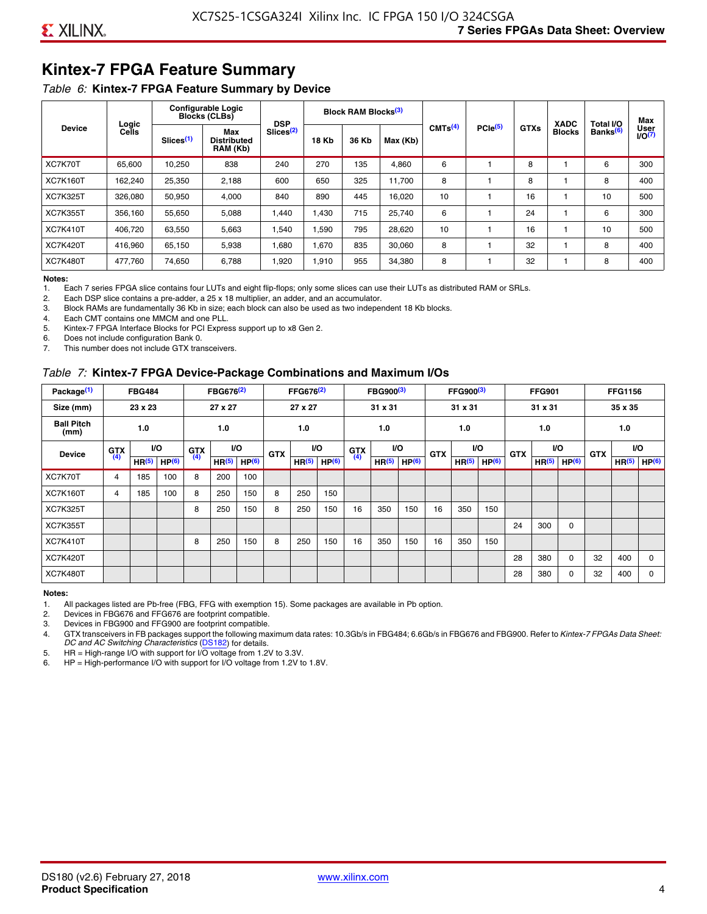## Kintex-7 FPGA Feature Summary

*Table 6:* **Kintex-7 FPGA Feature Summary by Device**

| Device | Logic Cells | Configurable Logic Blocks (CLBs) | | DSP Slices[2] | Block RAM Blocks[3] | | | CMTs[4] | PCIe[5] | GTXs | XADC Blocks | Total I/O Banks[6] | Max User I/O[7] |
|---|---|---|---|---|---|---|---|---|---|---|---|---|---|
| | | Slices[1] | Max Distributed RAM (Kb) | | 18 Kb | 36 Kb | Max (Kb) | | | | | | |
| XC7K70T | 65,600 | 10,250 | 838 | 240 | 270 | 135 | 4,860 | 6 | 1 | 8 | 1 | 6 | 300 |
| XC7K160T | 162,240 | 25,350 | 2,188 | 600 | 650 | 325 | 11,700 | 8 | 1 | 8 | 1 | 8 | 400 |
| XC7K325T | 326,080 | 50,950 | 4,000 | 840 | 890 | 445 | 16,020 | 10 | 1 | 16 | 1 | 10 | 500 |
| XC7K355T | 356,160 | 55,650 | 5,088 | 1,440 | 1,430 | 715 | 25,740 | 6 | 1 | 24 | 1 | 6 | 300 |
| XC7K410T | 406,720 | 63,550 | 5,663 | 1,540 | 1,590 | 795 | 28,620 | 10 | 1 | 16 | 1 | 10 | 500 |
| XC7K420T | 416,960 | 65,150 | 5,938 | 1,680 | 1,670 | 835 | 30,060 | 8 | 1 | 32 | 1 | 8 | 400 |
| XC7K480T | 477,760 | 74,650 | 6,788 | 1,920 | 1,910 | 955 | 34,380 | 8 | 1 | 32 | 1 | 8 | 400 |

**Notes:**

1. Each 7 series FPGA slice contains four LUTs and eight flip-flops; only some slices can use their LUTs as distributed RAM or SRLs.
2. Each DSP slice contains a pre-adder, a 25 x 18 multiplier, an adder, and an accumulator.
3. Block RAMs are fundamentally 36 Kb in size; each block can also be used as two independent 18 Kb blocks.
4. Each CMT contains one MMCM and one PLL.
5. Kintex-7 FPGA Interface Blocks for PCI Express support up to x8 Gen 2.
6. Does not include configuration Bank 0.
7. This number does not include GTX transceivers.

*Table 7:* **Kintex-7 FPGA Device-Package Combinations and Maximum I/Os**

| Package[1] | FBG484 | | | FBG676[2] | | | FFG676[2] | | | FBG900[3] | | | FFG900[3] | | | FFG901 | | | FFG1156 | | |
|---|---|---|---|---|---|---|---|---|---|---|---|---|---|---|---|---|---|---|---|---|---|
| Size (mm) | 23 x 23 | | | 27 x 27 | | | 27 x 27 | | | 31 x 31 | | | 31 x 31 | | | 31 x 31 | | | 35 x 35 | | |
| Ball Pitch (mm) | 1.0 | | | 1.0 | | | 1.0 | | | 1.0 | | | 1.0 | | | 1.0 | | | 1.0 | | |
| Device | GTX[4] | I/O | | GTX[4] | I/O | | GTX | I/O | | GTX[4] | I/O | | GTX | I/O | | GTX | I/O | | GTX | I/O | |
| | | HR[5] | HP[6] | | HR[5] | HP[6] | | HR[5] | HP[6] | | HR[5] | HP[6] | | HR[5] | HP[6] | | HR[5] | HP[6] | | HR[5] | HP[6] |
| XC7K70T | 4 | 185 | 100 | 8 | 200 | 100 | | | | | | | | | | | | | | | |
| XC7K160T | 4 | 185 | 100 | 8 | 250 | 150 | 8 | 250 | 150 | | | | | | | | | | | | |
| XC7K325T | | | | 8 | 250 | 150 | 8 | 250 | 150 | 16 | 350 | 150 | 16 | 350 | 150 | | | | | | |
| XC7K355T | | | | | | | | | | | | | | | | 24 | 300 | 0 | | | |
| XC7K410T | | | | 8 | 250 | 150 | 8 | 250 | 150 | 16 | 350 | 150 | 16 | 350 | 150 | | | | | | |
| XC7K420T | | | | | | | | | | | | | | | | 28 | 380 | 0 | 32 | 400 | 0 |
| XC7K480T | | | | | | | | | | | | | | | | 28 | 380 | 0 | 32 | 400 | 0 |

**Notes:**

1. All packages listed are Pb-free (FBG, FFG with exemption 15). Some packages are available in Pb option.
2. Devices in FBG676 and FFG676 are footprint compatible.
3. Devices in FBG900 and FFG900 are footprint compatible.
4. GTX transceivers in FB packages support the following maximum data rates: 10.3Gb/s in FBG484; 6.6Gb/s in FBG676 and FBG900. Refer to *Kintex-7 FPGAs Data Sheet: DC and AC Switching Characteristics* (DS182) for details.
5. HR = High-range I/O with support for I/O voltage from 1.2V to 3.3V.
6. HP = High-performance I/O with support for I/O voltage from 1.2V to 1.8V.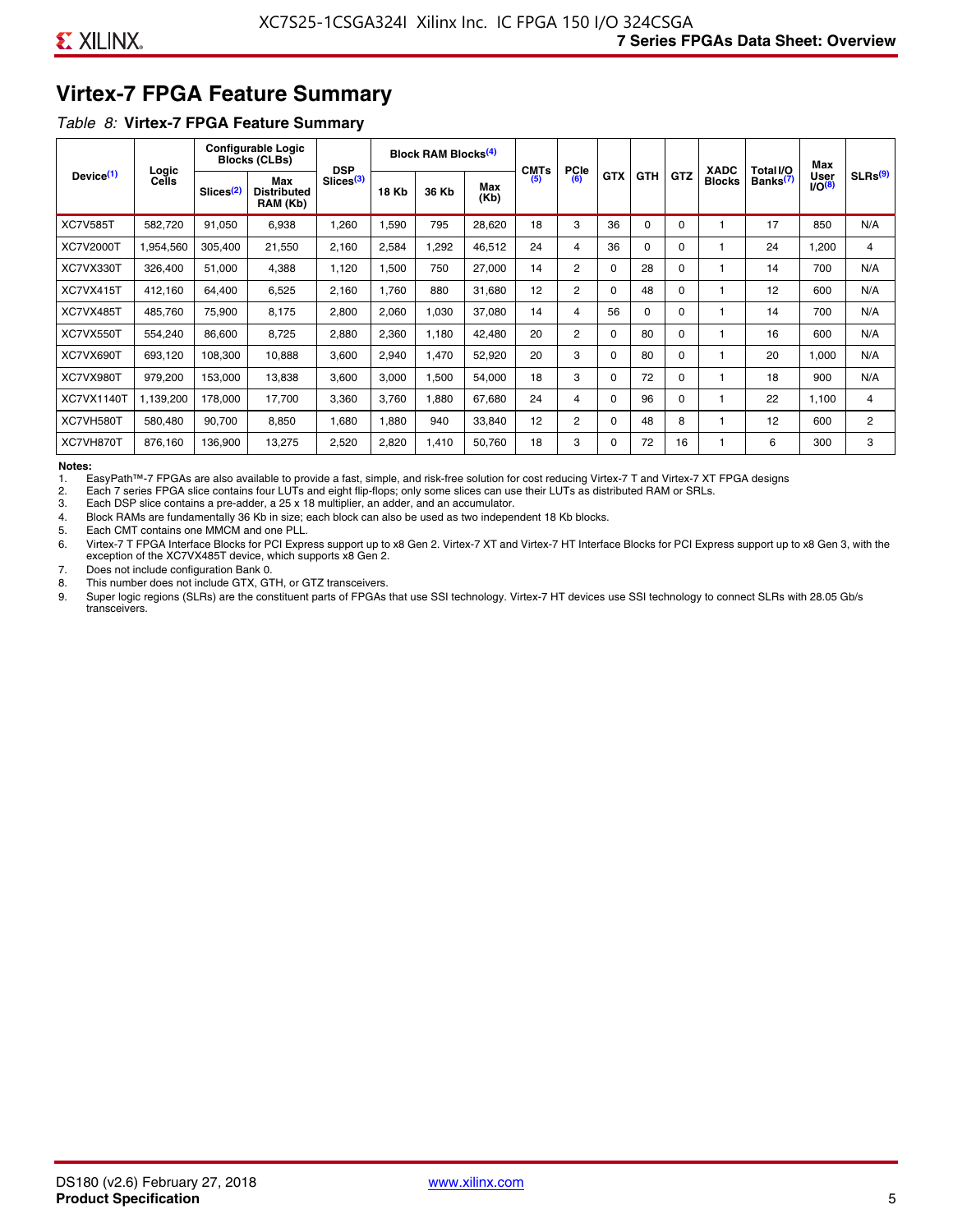# Virtex-7 FPGA Feature Summary

*Table 8:* **Virtex-7 FPGA Feature Summary**

| Device[(1)] | Logic Cells | Configurable Logic Blocks (CLBs) | | DSP Slices[(3)] | Block RAM Blocks[(4)] | | | CMTs [(5)] | PCIe [(6)] | GTX | GTH | GTZ | XADC Blocks | Total I/O Banks[(7)] | Max User I/O[(8)] | SLRs[(9)] |
|---|---|---|---|---|---|---|---|---|---|---|---|---|---|---|---|---|
| | | Slices[(2)] | Max Distributed RAM (Kb) | | 18 Kb | 36 Kb | Max (Kb) | | | | | | | | | |
| XC7V585T | 582,720 | 91,050 | 6,938 | 1,260 | 1,590 | 795 | 28,620 | 18 | 3 | 36 | 0 | 0 | 1 | 17 | 850 | N/A |
| XC7V2000T | 1,954,560 | 305,400 | 21,550 | 2,160 | 2,584 | 1,292 | 46,512 | 24 | 4 | 36 | 0 | 0 | 1 | 24 | 1,200 | 4 |
| XC7VX330T | 326,400 | 51,000 | 4,388 | 1,120 | 1,500 | 750 | 27,000 | 14 | 2 | 0 | 28 | 0 | 1 | 14 | 700 | N/A |
| XC7VX415T | 412,160 | 64,400 | 6,525 | 2,160 | 1,760 | 880 | 31,680 | 12 | 2 | 0 | 48 | 0 | 1 | 12 | 600 | N/A |
| XC7VX485T | 485,760 | 75,900 | 8,175 | 2,800 | 2,060 | 1,030 | 37,080 | 14 | 4 | 56 | 0 | 0 | 1 | 14 | 700 | N/A |
| XC7VX550T | 554,240 | 86,600 | 8,725 | 2,880 | 2,360 | 1,180 | 42,480 | 20 | 2 | 0 | 80 | 0 | 1 | 16 | 600 | N/A |
| XC7VX690T | 693,120 | 108,300 | 10,888 | 3,600 | 2,940 | 1,470 | 52,920 | 20 | 3 | 0 | 80 | 0 | 1 | 20 | 1,000 | N/A |
| XC7VX980T | 979,200 | 153,000 | 13,838 | 3,600 | 3,000 | 1,500 | 54,000 | 18 | 3 | 0 | 72 | 0 | 1 | 18 | 900 | N/A |
| XC7VX1140T | 1,139,200 | 178,000 | 17,700 | 3,360 | 3,760 | 1,880 | 67,680 | 24 | 4 | 0 | 96 | 0 | 1 | 22 | 1,100 | 4 |
| XC7VH580T | 580,480 | 90,700 | 8,850 | 1,680 | 1,880 | 940 | 33,840 | 12 | 2 | 0 | 48 | 8 | 1 | 12 | 600 | 2 |
| XC7VH870T | 876,160 | 136,900 | 13,275 | 2,520 | 2,820 | 1,410 | 50,760 | 18 | 3 | 0 | 72 | 16 | 1 | 6 | 300 | 3 |

**Notes:**

1. EasyPath™-7 FPGAs are also available to provide a fast, simple, and risk-free solution for cost reducing Virtex-7 T and Virtex-7 XT FPGA designs
2. Each 7 series FPGA slice contains four LUTs and eight flip-flops; only some slices can use their LUTs as distributed RAM or SRLs.
3. Each DSP slice contains a pre-adder, a 25 x 18 multiplier, an adder, and an accumulator.
4. Block RAMs are fundamentally 36 Kb in size; each block can also be used as two independent 18 Kb blocks.
5. Each CMT contains one MMCM and one PLL.
6. Virtex-7 T FPGA Interface Blocks for PCI Express support up to x8 Gen 2. Virtex-7 XT and Virtex-7 HT Interface Blocks for PCI Express support up to x8 Gen 3, with the exception of the XC7VX485T device, which supports x8 Gen 2.
7. Does not include configuration Bank 0.
8. This number does not include GTX, GTH, or GTZ transceivers.
9. Super logic regions (SLRs) are the constituent parts of FPGAs that use SSI technology. Virtex-7 HT devices use SSI technology to connect SLRs with 28.05 Gb/s transceivers.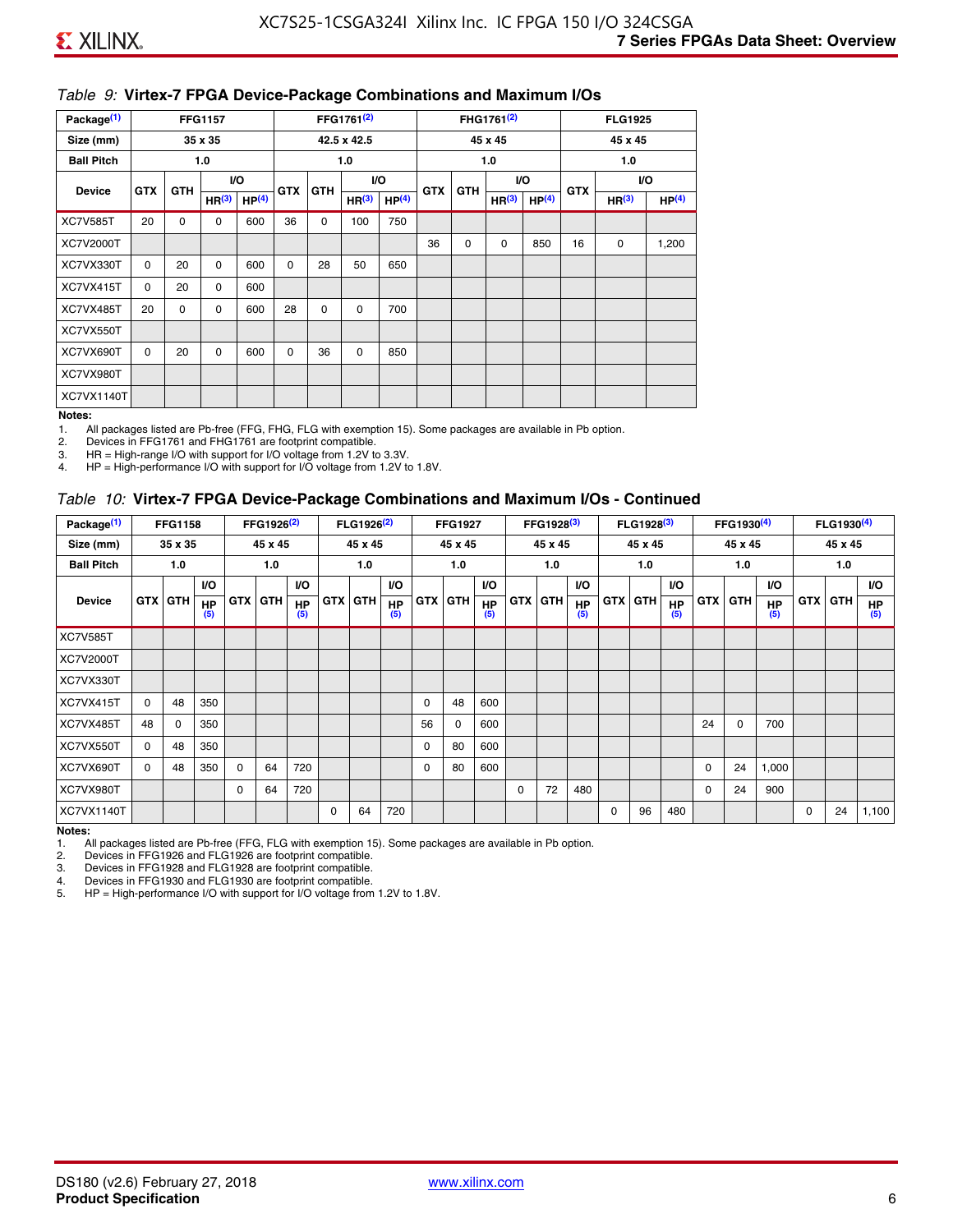*Table 9:* **Virtex-7 FPGA Device-Package Combinations and Maximum I/Os**

| Package[(1)] | FFG1157 | | | | FFG1761[(2)] | | | | FHG1761[(2)] | | | | FLG1925 | | |
|---|---|---|---|---|---|---|---|---|---|---|---|---|---|---|---|
| Size (mm) | 35 x 35 | | | | 42.5 x 42.5 | | | | 45 x 45 | | | | 45 x 45 | | |
| Ball Pitch | 1.0 | | | | 1.0 | | | | 1.0 | | | | 1.0 | | |
| Device | GTX | GTH | I/O | | GTX | GTH | I/O | | GTX | GTH | I/O | | GTX | I/O | |
| | | | HR[(3)] | HP[(4)] | | | HR[(3)] | HP[(4)] | | | HR[(3)] | HP[(4)] | | HR[(3)] | HP[(4)] |
| XC7V585T | 20 | 0 | 0 | 600 | 36 | 0 | 100 | 750 | | | | | | | |
| XC7V2000T | | | | | | | | | 36 | 0 | 0 | 850 | 16 | 0 | 1,200 |
| XC7VX330T | 0 | 20 | 0 | 600 | 0 | 28 | 50 | 650 | | | | | | | |
| XC7VX415T | 0 | 20 | 0 | 600 | | | | | | | | | | | |
| XC7VX485T | 20 | 0 | 0 | 600 | 28 | 0 | 0 | 700 | | | | | | | |
| XC7VX550T | | | | | | | | | | | | | | | |
| XC7VX690T | 0 | 20 | 0 | 600 | 0 | 36 | 0 | 850 | | | | | | | |
| XC7VX980T | | | | | | | | | | | | | | | |
| XC7VX1140T | | | | | | | | | | | | | | | |

**Notes:**

1. All packages listed are Pb-free (FFG, FHG, FLG with exemption 15). Some packages are available in Pb option.
2. Devices in FFG1761 and FHG1761 are footprint compatible.
3. HR = High-range I/O with support for I/O voltage from 1.2V to 3.3V.
4. HP = High-performance I/O with support for I/O voltage from 1.2V to 1.8V.

*Table 10:* **Virtex-7 FPGA Device-Package Combinations and Maximum I/Os - Continued**

| Package[(1)] | FFG1158 | | | FFG1926[(2)] | | | FLG1926[(2)] | | | FFG1927 | | | FFG1928[(3)] | | | FLG1928[(3)] | | | FFG1930[(4)] | | | FLG1930[(4)] | | |
|---|---|---|---|---|---|---|---|---|---|---|---|---|---|---|---|---|---|---|---|---|---|---|---|---|
| Size (mm) | 35 x 35 | | | 45 x 45 | | | 45 x 45 | | | 45 x 45 | | | 45 x 45 | | | 45 x 45 | | | 45 x 45 | | | 45 x 45 | | |
| Ball Pitch | 1.0 | | | 1.0 | | | 1.0 | | | 1.0 | | | 1.0 | | | 1.0 | | | 1.0 | | | 1.0 | | |
| Device | GTX | GTH | I/O HP[(5)] | GTX | GTH | I/O HP[(5)] | GTX | GTH | I/O HP[(5)] | GTX | GTH | I/O HP[(5)] | GTX | GTH | I/O HP[(5)] | GTX | GTH | I/O HP[(5)] | GTX | GTH | I/O HP[(5)] | GTX | GTH | I/O HP[(5)] |
| XC7V585T | | | | | | | | | | | | | | | | | | | | | | | | |
| XC7V2000T | | | | | | | | | | | | | | | | | | | | | | | | |
| XC7VX330T | | | | | | | | | | | | | | | | | | | | | | | | |
| XC7VX415T | 0 | 48 | 350 | | | | | | | 0 | 48 | 600 | | | | | | | | | | | | |
| XC7VX485T | 48 | 0 | 350 | | | | | | | 56 | 0 | 600 | | | | | | | 24 | 0 | 700 | | | |
| XC7VX550T | 0 | 48 | 350 | | | | | | | 0 | 80 | 600 | | | | | | | | | | | | |
| XC7VX690T | 0 | 48 | 350 | 0 | 64 | 720 | | | | 0 | 80 | 600 | | | | | | | 0 | 24 | 1,000 | | | |
| XC7VX980T | | | | 0 | 64 | 720 | | | | | | | 0 | 72 | 480 | | | | 0 | 24 | 900 | | | |
| XC7VX1140T | | | | | | | 0 | 64 | 720 | | | | | | | 0 | 96 | 480 | | | | 0 | 24 | 1,100 |

**Notes:**

1. All packages listed are Pb-free (FFG, FLG with exemption 15). Some packages are available in Pb option.
2. Devices in FFG1926 and FLG1926 are footprint compatible.
3. Devices in FFG1928 and FLG1928 are footprint compatible.
4. Devices in FFG1930 and FLG1930 are footprint compatible.
5. HP = High-performance I/O with support for I/O voltage from 1.2V to 1.8V.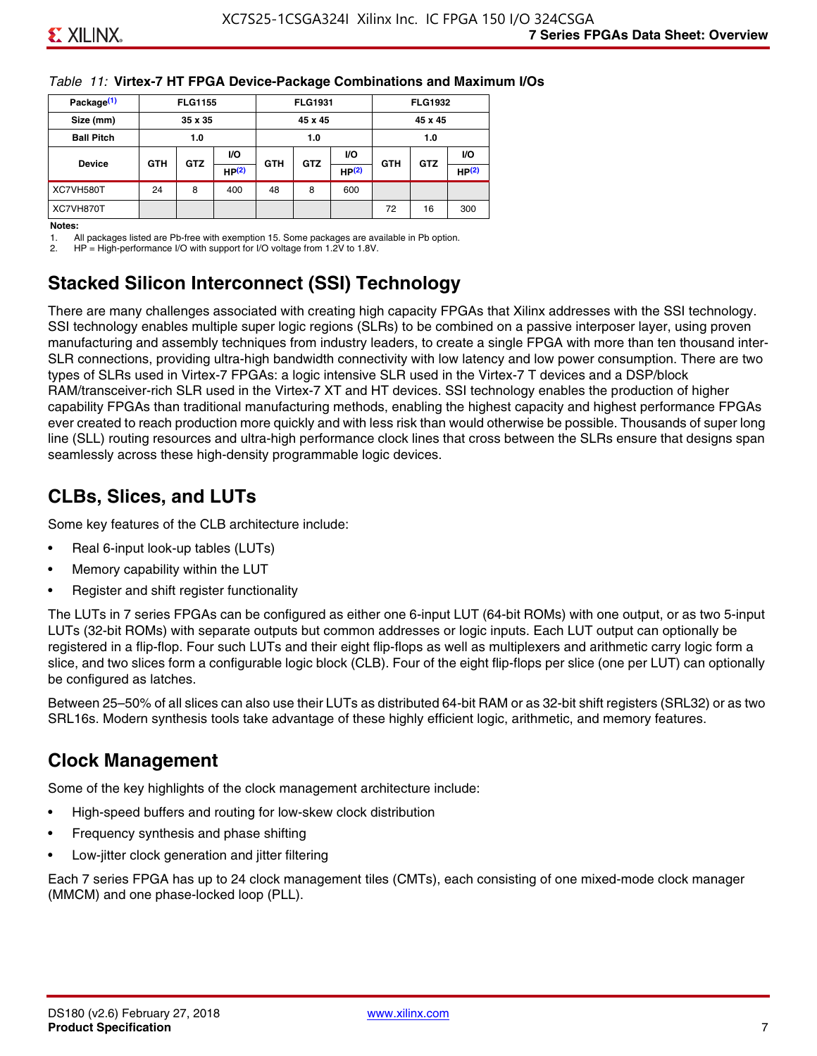Table 11: **Virtex-7 HT FPGA Device-Package Combinations and Maximum I/Os**

| Package[1] | FLG1155 | | | FLG1931 | | | FLG1932 | | |
|---|---|---|---|---|---|---|---|---|---|
| Size (mm) | 35 x 35 | | | 45 x 45 | | | 45 x 45 | | |
| Ball Pitch | 1.0 | | | 1.0 | | | 1.0 | | |
| Device | GTH | GTZ | I/O HP[2] | GTH | GTZ | I/O HP[2] | GTH | GTZ | I/O HP[2] |
| XC7VH580T | 24 | 8 | 400 | 48 | 8 | 600 | | | |
| XC7VH870T | | | | | | | 72 | 16 | 300 |

**Notes:**

1. All packages listed are Pb-free with exemption 15. Some packages are available in Pb option.
2. HP = High-performance I/O with support for I/O voltage from 1.2V to 1.8V.

## Stacked Silicon Interconnect (SSI) Technology

There are many challenges associated with creating high capacity FPGAs that Xilinx addresses with the SSI technology. SSI technology enables multiple super logic regions (SLRs) to be combined on a passive interposer layer, using proven manufacturing and assembly techniques from industry leaders, to create a single FPGA with more than ten thousand inter-SLR connections, providing ultra-high bandwidth connectivity with low latency and low power consumption. There are two types of SLRs used in Virtex-7 FPGAs: a logic intensive SLR used in the Virtex-7 T devices and a DSP/block RAM/transceiver-rich SLR used in the Virtex-7 XT and HT devices. SSI technology enables the production of higher capability FPGAs than traditional manufacturing methods, enabling the highest capacity and highest performance FPGAs ever created to reach production more quickly and with less risk than would otherwise be possible. Thousands of super long line (SLL) routing resources and ultra-high performance clock lines that cross between the SLRs ensure that designs span seamlessly across these high-density programmable logic devices.

## CLBs, Slices, and LUTs

Some key features of the CLB architecture include:

- Real 6-input look-up tables (LUTs)
- Memory capability within the LUT
- Register and shift register functionality

The LUTs in 7 series FPGAs can be configured as either one 6-input LUT (64-bit ROMs) with one output, or as two 5-input LUTs (32-bit ROMs) with separate outputs but common addresses or logic inputs. Each LUT output can optionally be registered in a flip-flop. Four such LUTs and their eight flip-flops as well as multiplexers and arithmetic carry logic form a slice, and two slices form a configurable logic block (CLB). Four of the eight flip-flops per slice (one per LUT) can optionally be configured as latches.

Between 25–50% of all slices can also use their LUTs as distributed 64-bit RAM or as 32-bit shift registers (SRL32) or as two SRL16s. Modern synthesis tools take advantage of these highly efficient logic, arithmetic, and memory features.

## Clock Management

Some of the key highlights of the clock management architecture include:

- High-speed buffers and routing for low-skew clock distribution
- Frequency synthesis and phase shifting
- Low-jitter clock generation and jitter filtering

Each 7 series FPGA has up to 24 clock management tiles (CMTs), each consisting of one mixed-mode clock manager (MMCM) and one phase-locked loop (PLL).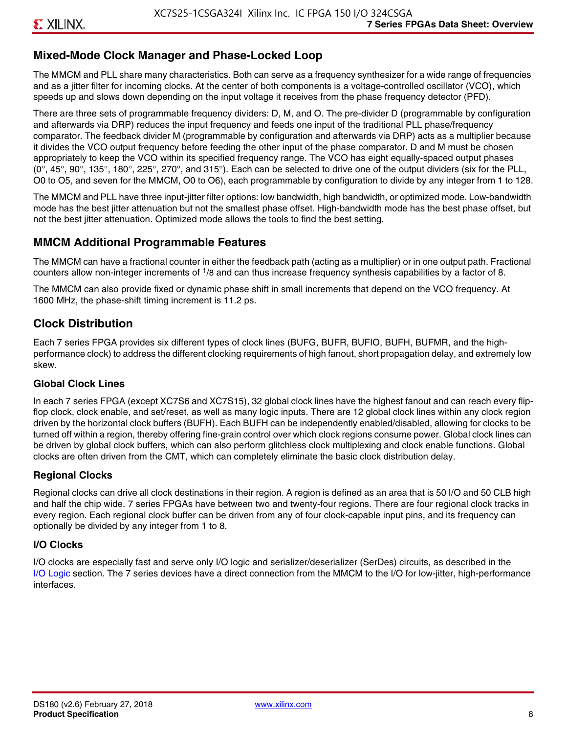## Mixed-Mode Clock Manager and Phase-Locked Loop

The MMCM and PLL share many characteristics. Both can serve as a frequency synthesizer for a wide range of frequencies and as a jitter filter for incoming clocks. At the center of both components is a voltage-controlled oscillator (VCO), which speeds up and slows down depending on the input voltage it receives from the phase frequency detector (PFD).

There are three sets of programmable frequency dividers: D, M, and O. The pre-divider D (programmable by configuration and afterwards via DRP) reduces the input frequency and feeds one input of the traditional PLL phase/frequency comparator. The feedback divider M (programmable by configuration and afterwards via DRP) acts as a multiplier because it divides the VCO output frequency before feeding the other input of the phase comparator. D and M must be chosen appropriately to keep the VCO within its specified frequency range. The VCO has eight equally-spaced output phases (0°, 45°, 90°, 135°, 180°, 225°, 270°, and 315°). Each can be selected to drive one of the output dividers (six for the PLL, O0 to O5, and seven for the MMCM, O0 to O6), each programmable by configuration to divide by any integer from 1 to 128.

The MMCM and PLL have three input-jitter filter options: low bandwidth, high bandwidth, or optimized mode. Low-bandwidth mode has the best jitter attenuation but not the smallest phase offset. High-bandwidth mode has the best phase offset, but not the best jitter attenuation. Optimized mode allows the tools to find the best setting.

## MMCM Additional Programmable Features

The MMCM can have a fractional counter in either the feedback path (acting as a multiplier) or in one output path. Fractional counters allow non-integer increments of $^1/_8$ and can thus increase frequency synthesis capabilities by a factor of 8.

The MMCM can also provide fixed or dynamic phase shift in small increments that depend on the VCO frequency. At 1600 MHz, the phase-shift timing increment is 11.2 ps.

## Clock Distribution

Each 7 series FPGA provides six different types of clock lines (BUFG, BUFR, BUFIO, BUFH, BUFMR, and the high-performance clock) to address the different clocking requirements of high fanout, short propagation delay, and extremely low skew.

### Global Clock Lines

In each 7 series FPGA (except XC7S6 and XC7S15), 32 global clock lines have the highest fanout and can reach every flip-flop clock, clock enable, and set/reset, as well as many logic inputs. There are 12 global clock lines within any clock region driven by the horizontal clock buffers (BUFH). Each BUFH can be independently enabled/disabled, allowing for clocks to be turned off within a region, thereby offering fine-grain control over which clock regions consume power. Global clock lines can be driven by global clock buffers, which can also perform glitchless clock multiplexing and clock enable functions. Global clocks are often driven from the CMT, which can completely eliminate the basic clock distribution delay.

### Regional Clocks

Regional clocks can drive all clock destinations in their region. A region is defined as an area that is 50 I/O and 50 CLB high and half the chip wide. 7 series FPGAs have between two and twenty-four regions. There are four regional clock tracks in every region. Each regional clock buffer can be driven from any of four clock-capable input pins, and its frequency can optionally be divided by any integer from 1 to 8.

### I/O Clocks

I/O clocks are especially fast and serve only I/O logic and serializer/deserializer (SerDes) circuits, as described in the I/O Logic section. The 7 series devices have a direct connection from the MMCM to the I/O for low-jitter, high-performance interfaces.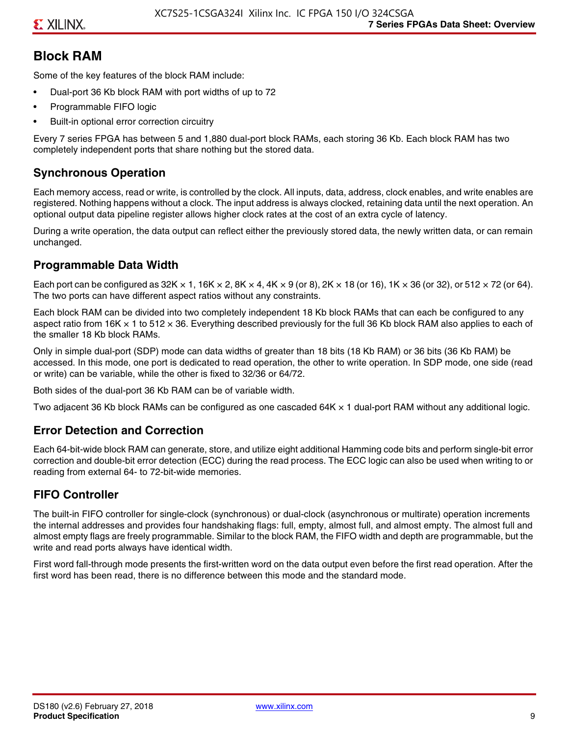## Block RAM

Some of the key features of the block RAM include:

- Dual-port 36 Kb block RAM with port widths of up to 72
- Programmable FIFO logic
- Built-in optional error correction circuitry

Every 7 series FPGA has between 5 and 1,880 dual-port block RAMs, each storing 36 Kb. Each block RAM has two completely independent ports that share nothing but the stored data.

### Synchronous Operation

Each memory access, read or write, is controlled by the clock. All inputs, data, address, clock enables, and write enables are registered. Nothing happens without a clock. The input address is always clocked, retaining data until the next operation. An optional output data pipeline register allows higher clock rates at the cost of an extra cycle of latency.

During a write operation, the data output can reflect either the previously stored data, the newly written data, or can remain unchanged.

### Programmable Data Width

Each port can be configured as 32K × 1, 16K × 2, 8K × 4, 4K × 9 (or 8), 2K × 18 (or 16), 1K × 36 (or 32), or 512 × 72 (or 64). The two ports can have different aspect ratios without any constraints.

Each block RAM can be divided into two completely independent 18 Kb block RAMs that can each be configured to any aspect ratio from 16K × 1 to 512 × 36. Everything described previously for the full 36 Kb block RAM also applies to each of the smaller 18 Kb block RAMs.

Only in simple dual-port (SDP) mode can data widths of greater than 18 bits (18 Kb RAM) or 36 bits (36 Kb RAM) be accessed. In this mode, one port is dedicated to read operation, the other to write operation. In SDP mode, one side (read or write) can be variable, while the other is fixed to 32/36 or 64/72.

Both sides of the dual-port 36 Kb RAM can be of variable width.

Two adjacent 36 Kb block RAMs can be configured as one cascaded 64K × 1 dual-port RAM without any additional logic.

### Error Detection and Correction

Each 64-bit-wide block RAM can generate, store, and utilize eight additional Hamming code bits and perform single-bit error correction and double-bit error detection (ECC) during the read process. The ECC logic can also be used when writing to or reading from external 64- to 72-bit-wide memories.

### FIFO Controller

The built-in FIFO controller for single-clock (synchronous) or dual-clock (asynchronous or multirate) operation increments the internal addresses and provides four handshaking flags: full, empty, almost full, and almost empty. The almost full and almost empty flags are freely programmable. Similar to the block RAM, the FIFO width and depth are programmable, but the write and read ports always have identical width.

First word fall-through mode presents the first-written word on the data output even before the first read operation. After the first word has been read, there is no difference between this mode and the standard mode.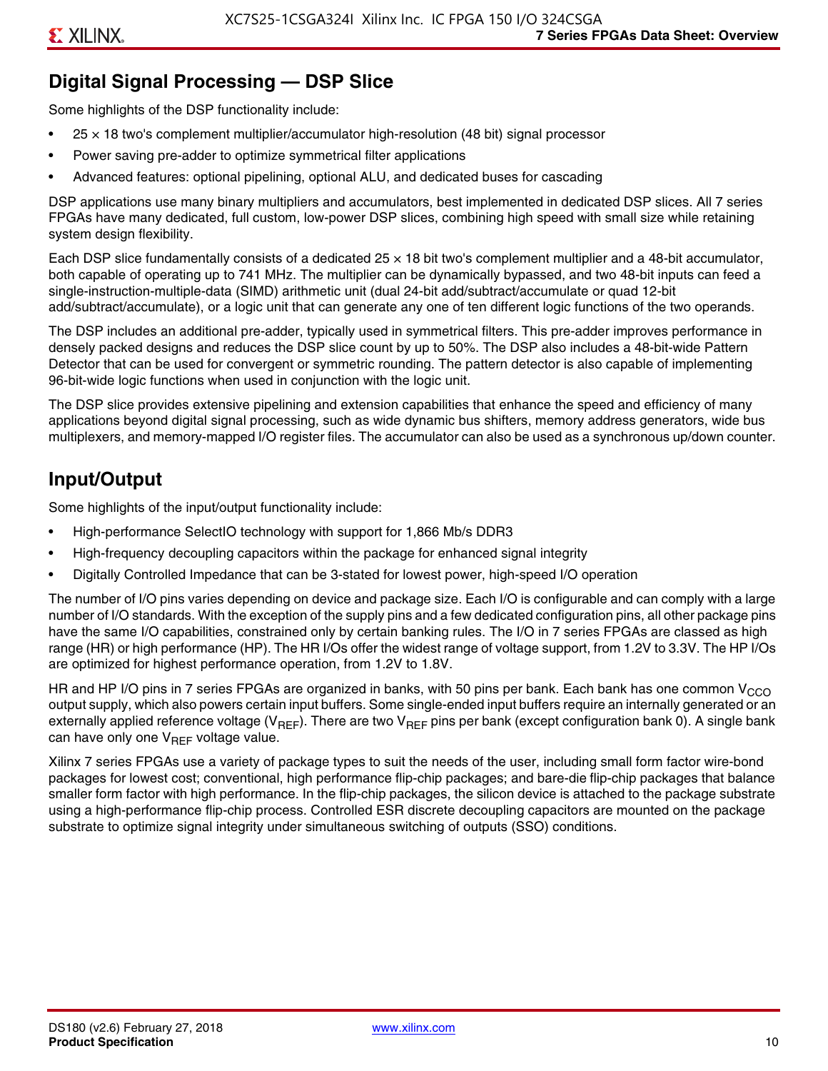## Digital Signal Processing — DSP Slice

Some highlights of the DSP functionality include:

- 25 × 18 two's complement multiplier/accumulator high-resolution (48 bit) signal processor
- Power saving pre-adder to optimize symmetrical filter applications
- Advanced features: optional pipelining, optional ALU, and dedicated buses for cascading

DSP applications use many binary multipliers and accumulators, best implemented in dedicated DSP slices. All 7 series FPGAs have many dedicated, full custom, low-power DSP slices, combining high speed with small size while retaining system design flexibility.

Each DSP slice fundamentally consists of a dedicated 25 × 18 bit two's complement multiplier and a 48-bit accumulator, both capable of operating up to 741 MHz. The multiplier can be dynamically bypassed, and two 48-bit inputs can feed a single-instruction-multiple-data (SIMD) arithmetic unit (dual 24-bit add/subtract/accumulate or quad 12-bit add/subtract/accumulate), or a logic unit that can generate any one of ten different logic functions of the two operands.

The DSP includes an additional pre-adder, typically used in symmetrical filters. This pre-adder improves performance in densely packed designs and reduces the DSP slice count by up to 50%. The DSP also includes a 48-bit-wide Pattern Detector that can be used for convergent or symmetric rounding. The pattern detector is also capable of implementing 96-bit-wide logic functions when used in conjunction with the logic unit.

The DSP slice provides extensive pipelining and extension capabilities that enhance the speed and efficiency of many applications beyond digital signal processing, such as wide dynamic bus shifters, memory address generators, wide bus multiplexers, and memory-mapped I/O register files. The accumulator can also be used as a synchronous up/down counter.

## Input/Output

Some highlights of the input/output functionality include:

- High-performance SelectIO technology with support for 1,866 Mb/s DDR3
- High-frequency decoupling capacitors within the package for enhanced signal integrity
- Digitally Controlled Impedance that can be 3-stated for lowest power, high-speed I/O operation

The number of I/O pins varies depending on device and package size. Each I/O is configurable and can comply with a large number of I/O standards. With the exception of the supply pins and a few dedicated configuration pins, all other package pins have the same I/O capabilities, constrained only by certain banking rules. The I/O in 7 series FPGAs are classed as high range (HR) or high performance (HP). The HR I/Os offer the widest range of voltage support, from 1.2V to 3.3V. The HP I/Os are optimized for highest performance operation, from 1.2V to 1.8V.

HR and HP I/O pins in 7 series FPGAs are organized in banks, with 50 pins per bank. Each bank has one common $V_{CCO}$ output supply, which also powers certain input buffers. Some single-ended input buffers require an internally generated or an externally applied reference voltage ($V_{REF}$). There are two $V_{REF}$ pins per bank (except configuration bank 0). A single bank can have only one $V_{REF}$ voltage value.

Xilinx 7 series FPGAs use a variety of package types to suit the needs of the user, including small form factor wire-bond packages for lowest cost; conventional, high performance flip-chip packages; and bare-die flip-chip packages that balance smaller form factor with high performance. In the flip-chip packages, the silicon device is attached to the package substrate using a high-performance flip-chip process. Controlled ESR discrete decoupling capacitors are mounted on the package substrate to optimize signal integrity under simultaneous switching of outputs (SSO) conditions.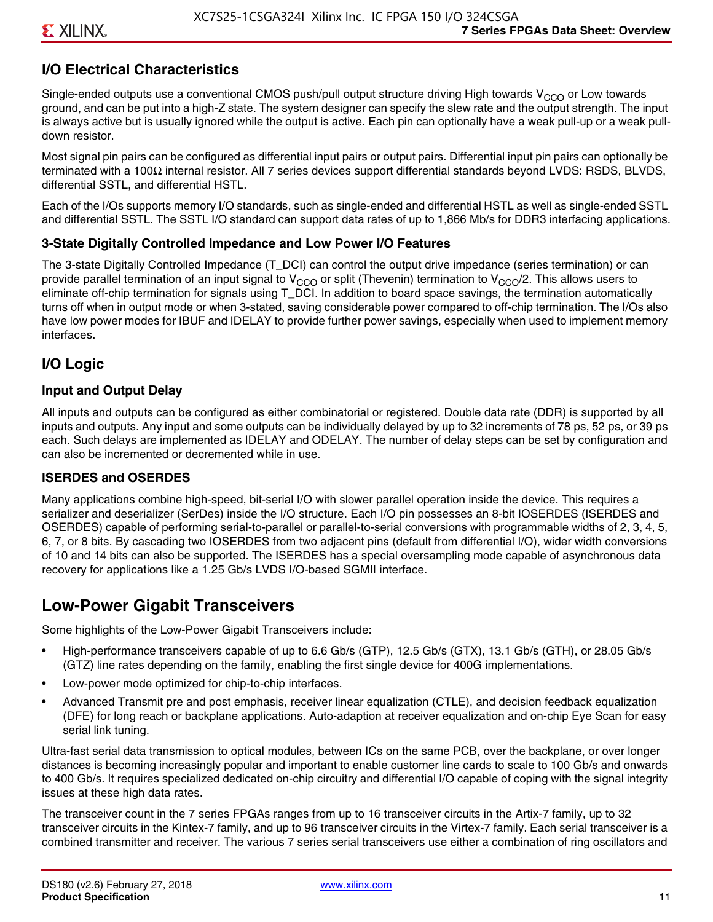## I/O Electrical Characteristics

Single-ended outputs use a conventional CMOS push/pull output structure driving High towards $V_{CCO}$ or Low towards ground, and can be put into a high-Z state. The system designer can specify the slew rate and the output strength. The input is always active but is usually ignored while the output is active. Each pin can optionally have a weak pull-up or a weak pull-down resistor.

Most signal pin pairs can be configured as differential input pairs or output pairs. Differential input pin pairs can optionally be terminated with a 100Ω internal resistor. All 7 series devices support differential standards beyond LVDS: RSDS, BLVDS, differential SSTL, and differential HSTL.

Each of the I/Os supports memory I/O standards, such as single-ended and differential HSTL as well as single-ended SSTL and differential SSTL. The SSTL I/O standard can support data rates of up to 1,866 Mb/s for DDR3 interfacing applications.

### 3-State Digitally Controlled Impedance and Low Power I/O Features

The 3-state Digitally Controlled Impedance (T_DCI) can control the output drive impedance (series termination) or can provide parallel termination of an input signal to $V_{CCO}$ or split (Thevenin) termination to $V_{CCO}/2$. This allows users to eliminate off-chip termination for signals using T_DCI. In addition to board space savings, the termination automatically turns off when in output mode or when 3-stated, saving considerable power compared to off-chip termination. The I/Os also have low power modes for IBUF and IDELAY to provide further power savings, especially when used to implement memory interfaces.

## I/O Logic

### Input and Output Delay

All inputs and outputs can be configured as either combinatorial or registered. Double data rate (DDR) is supported by all inputs and outputs. Any input and some outputs can be individually delayed by up to 32 increments of 78 ps, 52 ps, or 39 ps each. Such delays are implemented as IDELAY and ODELAY. The number of delay steps can be set by configuration and can also be incremented or decremented while in use.

### ISERDES and OSERDES

Many applications combine high-speed, bit-serial I/O with slower parallel operation inside the device. This requires a serializer and deserializer (SerDes) inside the I/O structure. Each I/O pin possesses an 8-bit IOSERDES (ISERDES and OSERDES) capable of performing serial-to-parallel or parallel-to-serial conversions with programmable widths of 2, 3, 4, 5, 6, 7, or 8 bits. By cascading two IOSERDES from two adjacent pins (default from differential I/O), wider width conversions of 10 and 14 bits can also be supported. The ISERDES has a special oversampling mode capable of asynchronous data recovery for applications like a 1.25 Gb/s LVDS I/O-based SGMII interface.

# Low-Power Gigabit Transceivers

Some highlights of the Low-Power Gigabit Transceivers include:

- High-performance transceivers capable of up to 6.6 Gb/s (GTP), 12.5 Gb/s (GTX), 13.1 Gb/s (GTH), or 28.05 Gb/s (GTZ) line rates depending on the family, enabling the first single device for 400G implementations.
- Low-power mode optimized for chip-to-chip interfaces.
- Advanced Transmit pre and post emphasis, receiver linear equalization (CTLE), and decision feedback equalization (DFE) for long reach or backplane applications. Auto-adaption at receiver equalization and on-chip Eye Scan for easy serial link tuning.

Ultra-fast serial data transmission to optical modules, between ICs on the same PCB, over the backplane, or over longer distances is becoming increasingly popular and important to enable customer line cards to scale to 100 Gb/s and onwards to 400 Gb/s. It requires specialized dedicated on-chip circuitry and differential I/O capable of coping with the signal integrity issues at these high data rates.

The transceiver count in the 7 series FPGAs ranges from up to 16 transceiver circuits in the Artix-7 family, up to 32 transceiver circuits in the Kintex-7 family, and up to 96 transceiver circuits in the Virtex-7 family. Each serial transceiver is a combined transmitter and receiver. The various 7 series serial transceivers use either a combination of ring oscillators and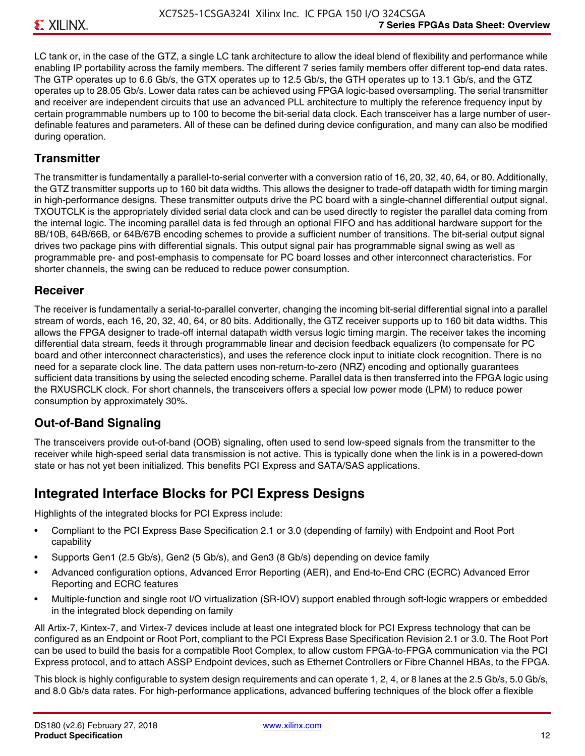LC tank or, in the case of the GTZ, a single LC tank architecture to allow the ideal blend of flexibility and performance while enabling IP portability across the family members. The different 7 series family members offer different top-end data rates. The GTP operates up to 6.6 Gb/s, the GTX operates up to 12.5 Gb/s, the GTH operates up to 13.1 Gb/s, and the GTZ operates up to 28.05 Gb/s. Lower data rates can be achieved using FPGA logic-based oversampling. The serial transmitter and receiver are independent circuits that use an advanced PLL architecture to multiply the reference frequency input by certain programmable numbers up to 100 to become the bit-serial data clock. Each transceiver has a large number of user-definable features and parameters. All of these can be defined during device configuration, and many can also be modified during operation.

### Transmitter

The transmitter is fundamentally a parallel-to-serial converter with a conversion ratio of 16, 20, 32, 40, 64, or 80. Additionally, the GTZ transmitter supports up to 160 bit data widths. This allows the designer to trade-off datapath width for timing margin in high-performance designs. These transmitter outputs drive the PC board with a single-channel differential output signal. TXOUTCLK is the appropriately divided serial data clock and can be used directly to register the parallel data coming from the internal logic. The incoming parallel data is fed through an optional FIFO and has additional hardware support for the 8B/10B, 64B/66B, or 64B/67B encoding schemes to provide a sufficient number of transitions. The bit-serial output signal drives two package pins with differential signals. This output signal pair has programmable signal swing as well as programmable pre- and post-emphasis to compensate for PC board losses and other interconnect characteristics. For shorter channels, the swing can be reduced to reduce power consumption.

### Receiver

The receiver is fundamentally a serial-to-parallel converter, changing the incoming bit-serial differential signal into a parallel stream of words, each 16, 20, 32, 40, 64, or 80 bits. Additionally, the GTZ receiver supports up to 160 bit data widths. This allows the FPGA designer to trade-off internal datapath width versus logic timing margin. The receiver takes the incoming differential data stream, feeds it through programmable linear and decision feedback equalizers (to compensate for PC board and other interconnect characteristics), and uses the reference clock input to initiate clock recognition. There is no need for a separate clock line. The data pattern uses non-return-to-zero (NRZ) encoding and optionally guarantees sufficient data transitions by using the selected encoding scheme. Parallel data is then transferred into the FPGA logic using the RXUSRCLK clock. For short channels, the transceivers offers a special low power mode (LPM) to reduce power consumption by approximately 30%.

### Out-of-Band Signaling

The transceivers provide out-of-band (OOB) signaling, often used to send low-speed signals from the transmitter to the receiver while high-speed serial data transmission is not active. This is typically done when the link is in a powered-down state or has not yet been initialized. This benefits PCI Express and SATA/SAS applications.

## Integrated Interface Blocks for PCI Express Designs

Highlights of the integrated blocks for PCI Express include:

- Compliant to the PCI Express Base Specification 2.1 or 3.0 (depending of family) with Endpoint and Root Port capability
- Supports Gen1 (2.5 Gb/s), Gen2 (5 Gb/s), and Gen3 (8 Gb/s) depending on device family
- Advanced configuration options, Advanced Error Reporting (AER), and End-to-End CRC (ECRC) Advanced Error Reporting and ECRC features
- Multiple-function and single root I/O virtualization (SR-IOV) support enabled through soft-logic wrappers or embedded in the integrated block depending on family

All Artix-7, Kintex-7, and Virtex-7 devices include at least one integrated block for PCI Express technology that can be configured as an Endpoint or Root Port, compliant to the PCI Express Base Specification Revision 2.1 or 3.0. The Root Port can be used to build the basis for a compatible Root Complex, to allow custom FPGA-to-FPGA communication via the PCI Express protocol, and to attach ASSP Endpoint devices, such as Ethernet Controllers or Fibre Channel HBAs, to the FPGA.

This block is highly configurable to system design requirements and can operate 1, 2, 4, or 8 lanes at the 2.5 Gb/s, 5.0 Gb/s, and 8.0 Gb/s data rates. For high-performance applications, advanced buffering techniques of the block offer a flexible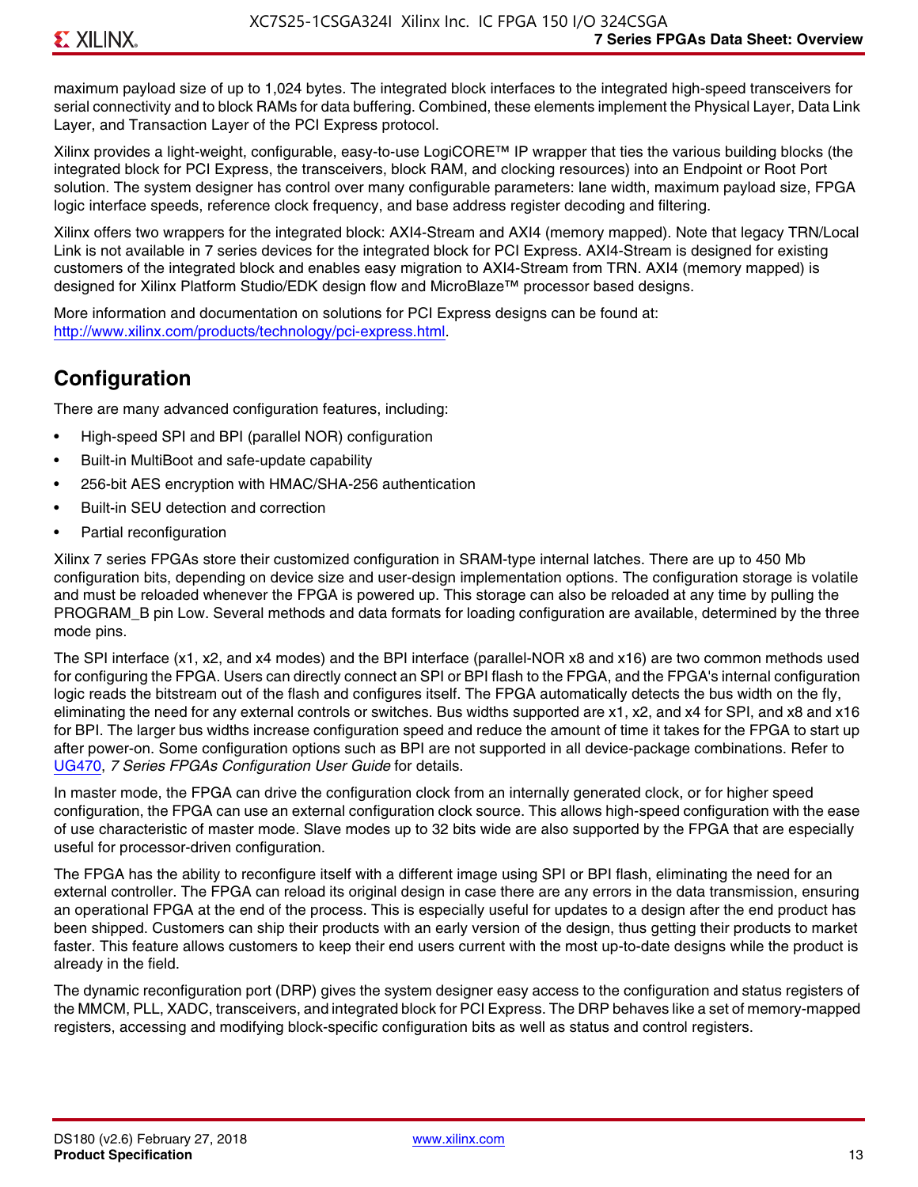maximum payload size of up to 1,024 bytes. The integrated block interfaces to the integrated high-speed transceivers for serial connectivity and to block RAMs for data buffering. Combined, these elements implement the Physical Layer, Data Link Layer, and Transaction Layer of the PCI Express protocol.

Xilinx provides a light-weight, configurable, easy-to-use LogiCORE™ IP wrapper that ties the various building blocks (the integrated block for PCI Express, the transceivers, block RAM, and clocking resources) into an Endpoint or Root Port solution. The system designer has control over many configurable parameters: lane width, maximum payload size, FPGA logic interface speeds, reference clock frequency, and base address register decoding and filtering.

Xilinx offers two wrappers for the integrated block: AXI4-Stream and AXI4 (memory mapped). Note that legacy TRN/Local Link is not available in 7 series devices for the integrated block for PCI Express. AXI4-Stream is designed for existing customers of the integrated block and enables easy migration to AXI4-Stream from TRN. AXI4 (memory mapped) is designed for Xilinx Platform Studio/EDK design flow and MicroBlaze™ processor based designs.

More information and documentation on solutions for PCI Express designs can be found at: http://www.xilinx.com/products/technology/pci-express.html.

## Configuration

There are many advanced configuration features, including:

- High-speed SPI and BPI (parallel NOR) configuration
- Built-in MultiBoot and safe-update capability
- 256-bit AES encryption with HMAC/SHA-256 authentication
- Built-in SEU detection and correction
- Partial reconfiguration

Xilinx 7 series FPGAs store their customized configuration in SRAM-type internal latches. There are up to 450 Mb configuration bits, depending on device size and user-design implementation options. The configuration storage is volatile and must be reloaded whenever the FPGA is powered up. This storage can also be reloaded at any time by pulling the PROGRAM_B pin Low. Several methods and data formats for loading configuration are available, determined by the three mode pins.

The SPI interface (x1, x2, and x4 modes) and the BPI interface (parallel-NOR x8 and x16) are two common methods used for configuring the FPGA. Users can directly connect an SPI or BPI flash to the FPGA, and the FPGA's internal configuration logic reads the bitstream out of the flash and configures itself. The FPGA automatically detects the bus width on the fly, eliminating the need for any external controls or switches. Bus widths supported are x1, x2, and x4 for SPI, and x8 and x16 for BPI. The larger bus widths increase configuration speed and reduce the amount of time it takes for the FPGA to start up after power-on. Some configuration options such as BPI are not supported in all device-package combinations. Refer to UG470, *7 Series FPGAs Configuration User Guide* for details.

In master mode, the FPGA can drive the configuration clock from an internally generated clock, or for higher speed configuration, the FPGA can use an external configuration clock source. This allows high-speed configuration with the ease of use characteristic of master mode. Slave modes up to 32 bits wide are also supported by the FPGA that are especially useful for processor-driven configuration.

The FPGA has the ability to reconfigure itself with a different image using SPI or BPI flash, eliminating the need for an external controller. The FPGA can reload its original design in case there are any errors in the data transmission, ensuring an operational FPGA at the end of the process. This is especially useful for updates to a design after the end product has been shipped. Customers can ship their products with an early version of the design, thus getting their products to market faster. This feature allows customers to keep their end users current with the most up-to-date designs while the product is already in the field.

The dynamic reconfiguration port (DRP) gives the system designer easy access to the configuration and status registers of the MMCM, PLL, XADC, transceivers, and integrated block for PCI Express. The DRP behaves like a set of memory-mapped registers, accessing and modifying block-specific configuration bits as well as status and control registers.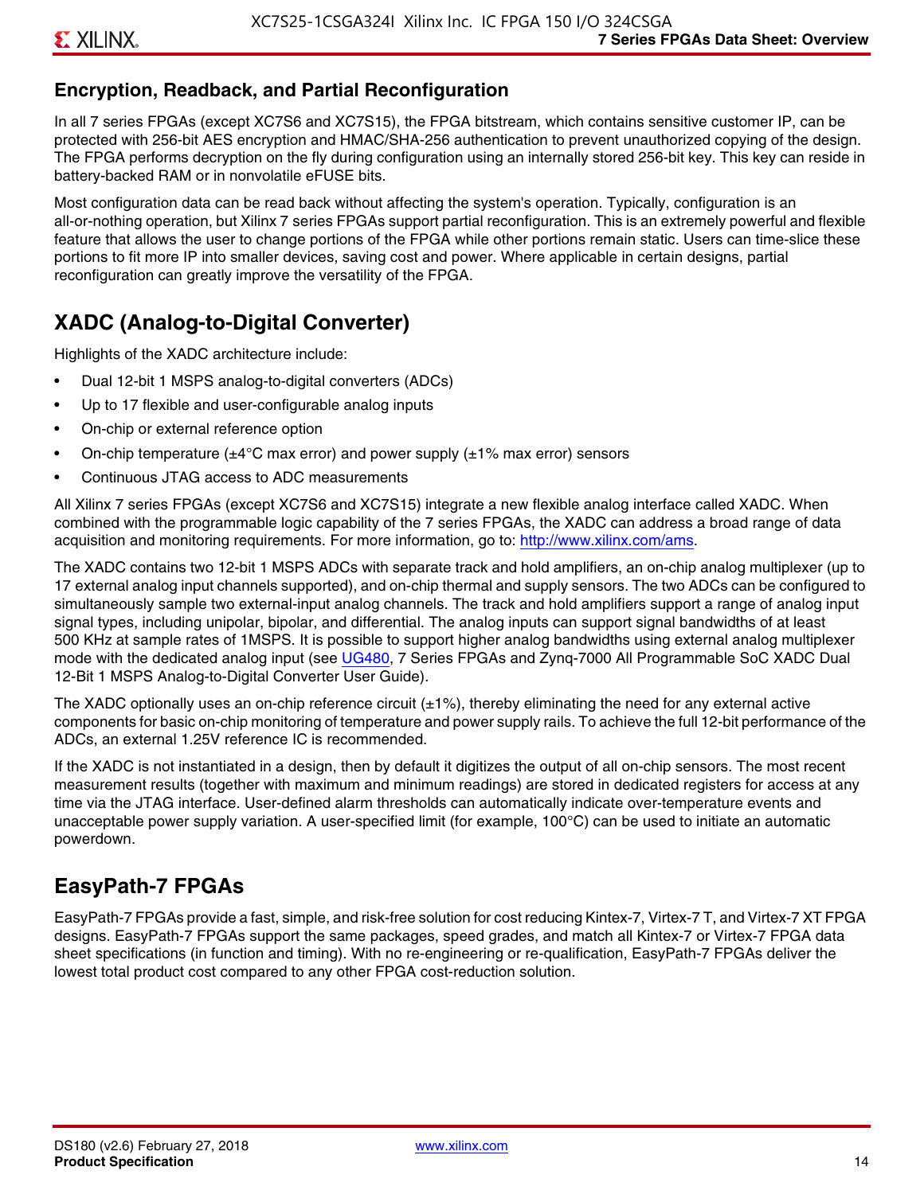## Encryption, Readback, and Partial Reconfiguration

In all 7 series FPGAs (except XC7S6 and XC7S15), the FPGA bitstream, which contains sensitive customer IP, can be protected with 256-bit AES encryption and HMAC/SHA-256 authentication to prevent unauthorized copying of the design. The FPGA performs decryption on the fly during configuration using an internally stored 256-bit key. This key can reside in battery-backed RAM or in nonvolatile eFUSE bits.

Most configuration data can be read back without affecting the system's operation. Typically, configuration is an all-or-nothing operation, but Xilinx 7 series FPGAs support partial reconfiguration. This is an extremely powerful and flexible feature that allows the user to change portions of the FPGA while other portions remain static. Users can time-slice these portions to fit more IP into smaller devices, saving cost and power. Where applicable in certain designs, partial reconfiguration can greatly improve the versatility of the FPGA.

## XADC (Analog-to-Digital Converter)

Highlights of the XADC architecture include:

- Dual 12-bit 1 MSPS analog-to-digital converters (ADCs)
- Up to 17 flexible and user-configurable analog inputs
- On-chip or external reference option
- On-chip temperature (±4°C max error) and power supply (±1% max error) sensors
- Continuous JTAG access to ADC measurements

All Xilinx 7 series FPGAs (except XC7S6 and XC7S15) integrate a new flexible analog interface called XADC. When combined with the programmable logic capability of the 7 series FPGAs, the XADC can address a broad range of data acquisition and monitoring requirements. For more information, go to: http://www.xilinx.com/ams.

The XADC contains two 12-bit 1 MSPS ADCs with separate track and hold amplifiers, an on-chip analog multiplexer (up to 17 external analog input channels supported), and on-chip thermal and supply sensors. The two ADCs can be configured to simultaneously sample two external-input analog channels. The track and hold amplifiers support a range of analog input signal types, including unipolar, bipolar, and differential. The analog inputs can support signal bandwidths of at least 500 KHz at sample rates of 1MSPS. It is possible to support higher analog bandwidths using external analog multiplexer mode with the dedicated analog input (see UG480, 7 Series FPGAs and Zynq-7000 All Programmable SoC XADC Dual 12-Bit 1 MSPS Analog-to-Digital Converter User Guide).

The XADC optionally uses an on-chip reference circuit (±1%), thereby eliminating the need for any external active components for basic on-chip monitoring of temperature and power supply rails. To achieve the full 12-bit performance of the ADCs, an external 1.25V reference IC is recommended.

If the XADC is not instantiated in a design, then by default it digitizes the output of all on-chip sensors. The most recent measurement results (together with maximum and minimum readings) are stored in dedicated registers for access at any time via the JTAG interface. User-defined alarm thresholds can automatically indicate over-temperature events and unacceptable power supply variation. A user-specified limit (for example, 100°C) can be used to initiate an automatic powerdown.

## EasyPath-7 FPGAs

EasyPath-7 FPGAs provide a fast, simple, and risk-free solution for cost reducing Kintex-7, Virtex-7 T, and Virtex-7 XT FPGA designs. EasyPath-7 FPGAs support the same packages, speed grades, and match all Kintex-7 or Virtex-7 FPGA data sheet specifications (in function and timing). With no re-engineering or re-qualification, EasyPath-7 FPGAs deliver the lowest total product cost compared to any other FPGA cost-reduction solution.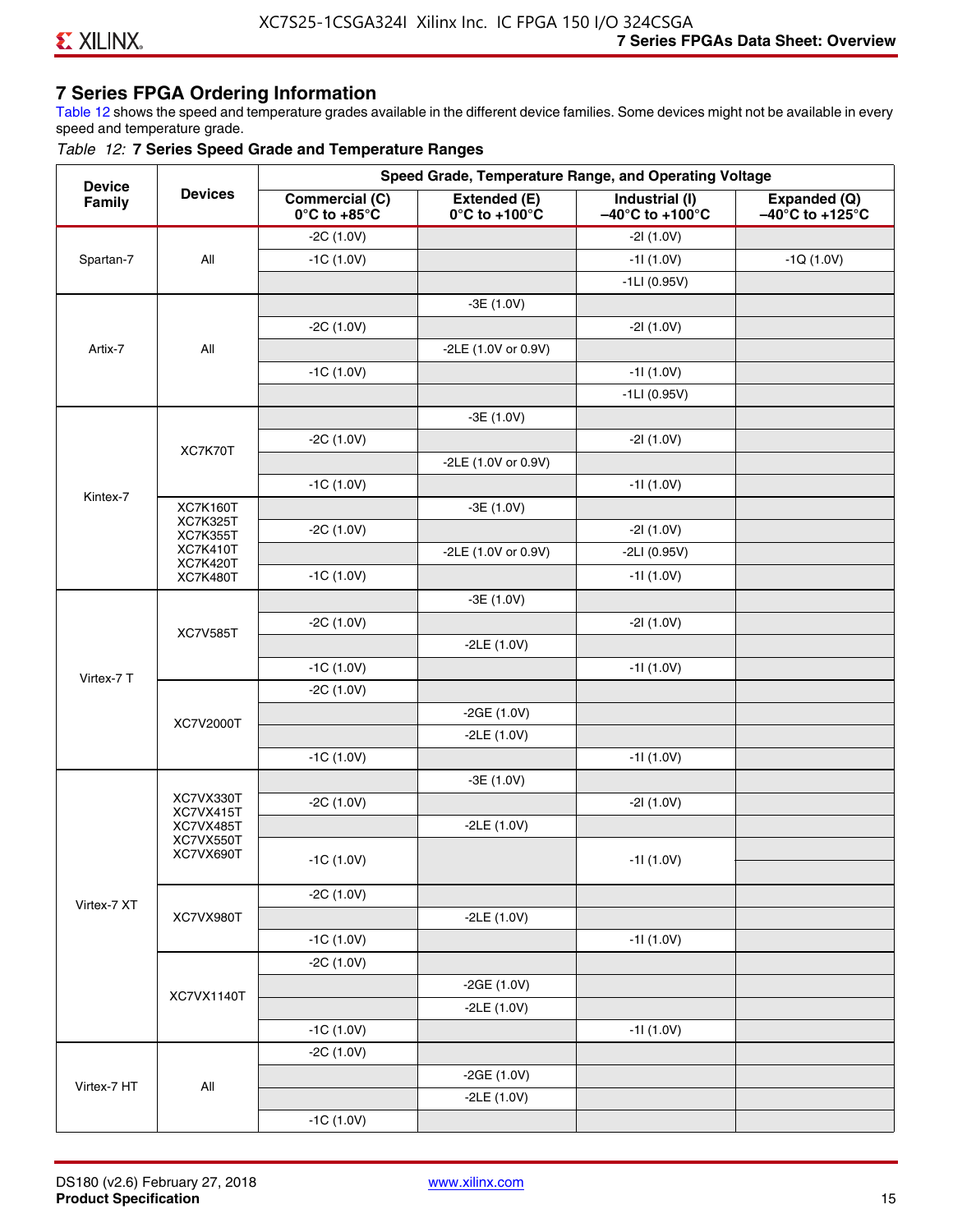## 7 Series FPGA Ordering Information

Table 12 shows the speed and temperature grades available in the different device families. Some devices might not be available in every speed and temperature grade.

*Table 12:* **7 Series Speed Grade and Temperature Ranges**

| Device Family | Devices | Speed Grade, Temperature Range, and Operating Voltage | | | |
|---|---|---|---|---|---|
| | | **Commercial (C) 0°C to +85°C** | **Extended (E) 0°C to +100°C** | **Industrial (I) –40°C to +100°C** | **Expanded (Q) –40°C to +125°C** |
| Spartan-7 | All | -2C (1.0V) | | -2I (1.0V) | |
| | | -1C (1.0V) | | -1I (1.0V) | -1Q (1.0V) |
| | | | | -1LI (0.95V) | |
| Artix-7 | All | | -3E (1.0V) | | |
| | | -2C (1.0V) | | -2I (1.0V) | |
| | | | -2LE (1.0V or 0.9V) | | |
| | | -1C (1.0V) | | -1I (1.0V) | |
| | | | | -1LI (0.95V) | |
| Kintex-7 | XC7K70T | | -3E (1.0V) | | |
| | | -2C (1.0V) | | -2I (1.0V) | |
| | | | -2LE (1.0V or 0.9V) | | |
| | | -1C (1.0V) | | -1I (1.0V) | |
| | XC7K160T XC7K325T XC7K355T XC7K410T XC7K420T XC7K480T | | -3E (1.0V) | | |
| | | -2C (1.0V) | | -2I (1.0V) | |
| | | | -2LE (1.0V or 0.9V) | -2LI (0.95V) | |
| | | -1C (1.0V) | | -1I (1.0V) | |
| Virtex-7 T | XC7V585T | | -3E (1.0V) | | |
| | | -2C (1.0V) | | -2I (1.0V) | |
| | | | -2LE (1.0V) | | |
| | | -1C (1.0V) | | -1I (1.0V) | |
| | XC7V2000T | -2C (1.0V) | | | |
| | | | -2GE (1.0V) | | |
| | | | -2LE (1.0V) | | |
| | | -1C (1.0V) | | -1I (1.0V) | |
| Virtex-7 XT | XC7VX330T XC7VX415T XC7VX485T XC7VX550T XC7VX690T | | -3E (1.0V) | | |
| | | -2C (1.0V) | | -2I (1.0V) | |
| | | | -2LE (1.0V) | | |
| | | -1C (1.0V) | | -1I (1.0V) | |
| | XC7VX980T | -2C (1.0V) | | | |
| | | | -2LE (1.0V) | | |
| | | -1C (1.0V) | | -1I (1.0V) | |
| | XC7VX1140T | -2C (1.0V) | | | |
| | | | -2GE (1.0V) | | |
| | | | -2LE (1.0V) | | |
| | | -1C (1.0V) | | -1I (1.0V) | |
| Virtex-7 HT | All | -2C (1.0V) | | | |
| | | | -2GE (1.0V) | | |
| | | | -2LE (1.0V) | | |
| | | -1C (1.0V) | | | |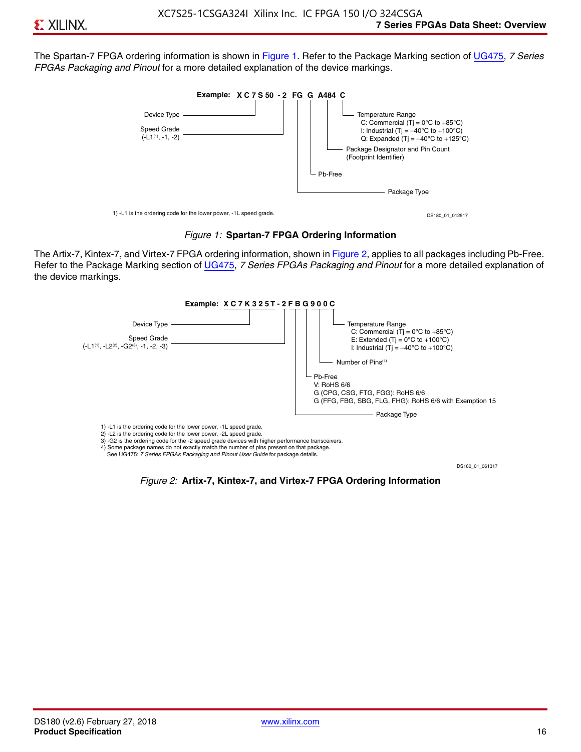The Spartan-7 FPGA ordering information is shown in Figure 1. Refer to the Package Marking section of UG475, *7 Series FPGAs Packaging and Pinout* for a more detailed explanation of the device markings.

**Example: XC7S50 -2 FG G A484 C**

- Device Type
- Speed Grade (-L1(1), -1, -2)
- Package Type
- Pb-Free
- Package Designator and Pin Count (Footprint Identifier)
- Temperature Range
  - C: Commercial (Tj = 0°C to +85°C)
  - I: Industrial (Tj = –40°C to +100°C)
  - Q: Expanded (Tj = –40°C to +125°C)

1) -L1 is the ordering code for the lower power, -1L speed grade.

DS180_01_012517

*Figure 1:* **Spartan-7 FPGA Ordering Information**

The Artix-7, Kintex-7, and Virtex-7 FPGA ordering information, shown in Figure 2, applies to all packages including Pb-Free. Refer to the Package Marking section of UG475, *7 Series FPGAs Packaging and Pinout* for a more detailed explanation of the device markings.

**Example: XC7K325T-2FBG900C**

- Device Type
- Speed Grade (-L1(1), -L2(2), -G2(3), -1, -2, -3)
- Package Type
- Pb-Free
  - V: RoHS 6/6
  - G (CPG, CSG, FTG, FGG): RoHS 6/6
  - G (FFG, FBG, SBG, FLG, FHG): RoHS 6/6 with Exemption 15
- Number of Pins(4)
- Temperature Range
  - C: Commercial (Tj = 0°C to +85°C)
  - E: Extended (Tj = 0°C to +100°C)
  - I: Industrial (Tj = –40°C to +100°C)

1) -L1 is the ordering code for the lower power, -1L speed grade.
2) -L2 is the ordering code for the lower power, -2L speed grade.
3) -G2 is the ordering code for the -2 speed grade devices with higher performance transceivers.
4) Some package names do not exactly match the number of pins present on that package. See UG475: *7 Series FPGAs Packaging and Pinout User Guide* for package details.

DS180_01_061317

*Figure 2:* **Artix-7, Kintex-7, and Virtex-7 FPGA Ordering Information**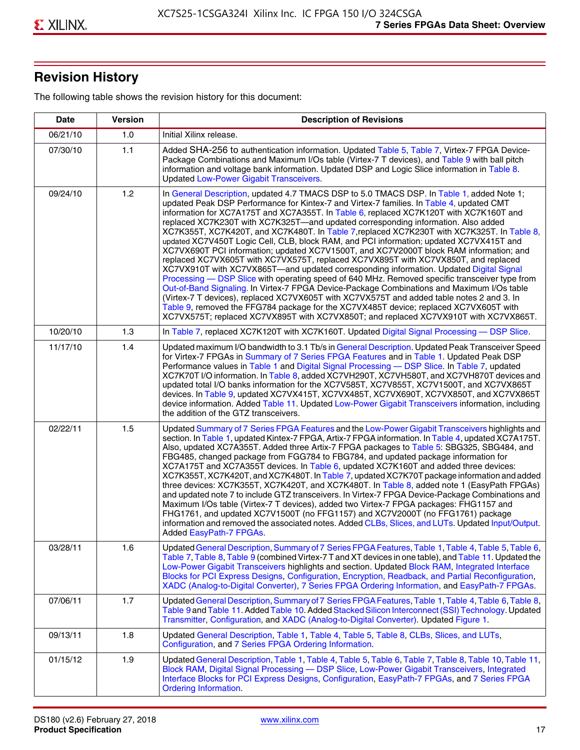## Revision History

The following table shows the revision history for this document:

| Date | Version | Description of Revisions |
|---|---|---|
| 06/21/10 | 1.0 | Initial Xilinx release. |
| 07/30/10 | 1.1 | Added SHA-256 to authentication information. Updated Table 5, Table 7, Virtex-7 FPGA Device-Package Combinations and Maximum I/Os table (Virtex-7 T devices), and Table 9 with ball pitch information and voltage bank information. Updated DSP and Logic Slice information in Table 8. Updated Low-Power Gigabit Transceivers. |
| 09/24/10 | 1.2 | In General Description, updated 4.7 TMACS DSP to 5.0 TMACS DSP. In Table 1, added Note 1; updated Peak DSP Performance for Kintex-7 and Virtex-7 families. In Table 4, updated CMT information for XC7A175T and XC7A355T. In Table 6, replaced XC7K120T with XC7K160T and replaced XC7K230T with XC7K325T—and updated corresponding information. Also added XC7K355T, XC7K420T, and XC7K480T. In Table 7,replaced XC7K230T with XC7K325T. In Table 8, updated XC7V450T Logic Cell, CLB, block RAM, and PCI information; updated XC7VX415T and XC7VX690T PCI information; updated XC7V1500T, and XC7V2000T block RAM information; and replaced XC7VX605T with XC7VX575T, replaced XC7VX895T with XC7VX850T, and replaced XC7VX910T with XC7VX865T—and updated corresponding information. Updated Digital Signal Processing — DSP Slice with operating speed of 640 MHz. Removed specific transceiver type from Out-of-Band Signaling. In Virtex-7 FPGA Device-Package Combinations and Maximum I/Os table (Virtex-7 T devices), replaced XC7VX605T with XC7VX575T and added table notes 2 and 3. In Table 9, removed the FFG784 package for the XC7VX485T device; replaced XC7VX605T with XC7VX575T; replaced XC7VX895T with XC7VX850T; and replaced XC7VX910T with XC7VX865T. |
| 10/20/10 | 1.3 | In Table 7, replaced XC7K120T with XC7K160T. Updated Digital Signal Processing — DSP Slice. |
| 11/17/10 | 1.4 | Updated maximum I/O bandwidth to 3.1 Tb/s in General Description. Updated Peak Transceiver Speed for Virtex-7 FPGAs in Summary of 7 Series FPGA Features and in Table 1. Updated Peak DSP Performance values in Table 1 and Digital Signal Processing — DSP Slice. In Table 7, updated XC7K70T I/O information. In Table 8, added XC7VH290T, XC7VH580T, and XC7VH870T devices and updated total I/O banks information for the XC7V585T, XC7V855T, XC7V1500T, and XC7VX865T devices. In Table 9, updated XC7VX415T, XC7VX485T, XC7VX690T, XC7VX850T, and XC7VX865T device information. Added Table 11. Updated Low-Power Gigabit Transceivers information, including the addition of the GTZ transceivers. |
| 02/22/11 | 1.5 | Updated Summary of 7 Series FPGA Features and the Low-Power Gigabit Transceivers highlights and section. In Table 1, updated Kintex-7 FPGA, Artix-7 FPGA information. In Table 4, updated XC7A175T. Also, updated XC7A355T. Added three Artix-7 FPGA packages to Table 5: SBG325, SBG484, and FBG485, changed package from FGG784 to FBG784, and updated package information for XC7A175T and XC7A355T devices. In Table 6, updated XC7K160T and added three devices: XC7K355T, XC7K420T, and XC7K480T. In Table 7, updated XC7K70T package information and added three devices: XC7K355T, XC7K420T, and XC7K480T. In Table 8, added note 1 (EasyPath FPGAs) and updated note 7 to include GTZ transceivers. In Virtex-7 FPGA Device-Package Combinations and Maximum I/Os table (Virtex-7 T devices), added two Virtex-7 FPGA packages: FHG1157 and FHG1761, and updated XC7V1500T (no FFG1157) and XC7V2000T (no FFG1761) package information and removed the associated notes. Added CLBs, Slices, and LUTs. Updated Input/Output. Added EasyPath-7 FPGAs. |
| 03/28/11 | 1.6 | Updated General Description, Summary of 7 Series FPGA Features, Table 1, Table 4, Table 5, Table 6, Table 7, Table 8, Table 9 (combined Virtex-7 T and XT devices in one table), and Table 11. Updated the Low-Power Gigabit Transceivers highlights and section. Updated Block RAM, Integrated Interface Blocks for PCI Express Designs, Configuration, Encryption, Readback, and Partial Reconfiguration, XADC (Analog-to-Digital Converter), 7 Series FPGA Ordering Information, and EasyPath-7 FPGAs. |
| 07/06/11 | 1.7 | Updated General Description, Summary of 7 Series FPGA Features, Table 1, Table 4, Table 6, Table 8, Table 9 and Table 11. Added Table 10. Added Stacked Silicon Interconnect (SSI) Technology. Updated Transmitter, Configuration, and XADC (Analog-to-Digital Converter). Updated Figure 1. |
| 09/13/11 | 1.8 | Updated General Description, Table 1, Table 4, Table 5, Table 8, CLBs, Slices, and LUTs, Configuration, and 7 Series FPGA Ordering Information. |
| 01/15/12 | 1.9 | Updated General Description, Table 1, Table 4, Table 5, Table 6, Table 7, Table 8, Table 10, Table 11, Block RAM, Digital Signal Processing — DSP Slice, Low-Power Gigabit Transceivers, Integrated Interface Blocks for PCI Express Designs, Configuration, EasyPath-7 FPGAs, and 7 Series FPGA Ordering Information. |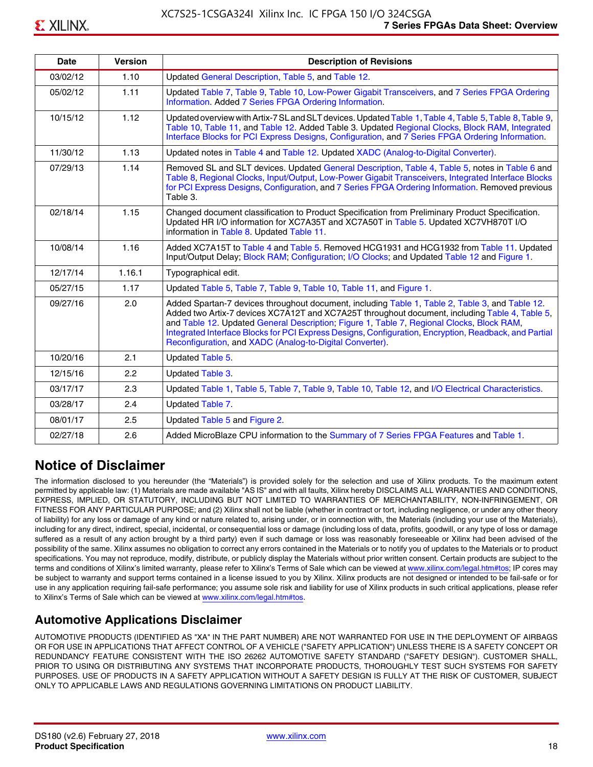| Date | Version | Description of Revisions |
| --- | --- | --- |
| 03/02/12 | 1.10 | Updated General Description, Table 5, and Table 12. |
| 05/02/12 | 1.11 | Updated Table 7, Table 9, Table 10, Low-Power Gigabit Transceivers, and 7 Series FPGA Ordering Information. Added 7 Series FPGA Ordering Information. |
| 10/15/12 | 1.12 | Updated overview with Artix-7 SL and SLT devices. Updated Table 1, Table 4, Table 5, Table 8, Table 9, Table 10, Table 11, and Table 12. Added Table 3. Updated Regional Clocks, Block RAM, Integrated Interface Blocks for PCI Express Designs, Configuration, and 7 Series FPGA Ordering Information. |
| 11/30/12 | 1.13 | Updated notes in Table 4 and Table 12. Updated XADC (Analog-to-Digital Converter). |
| 07/29/13 | 1.14 | Removed SL and SLT devices. Updated General Description, Table 4, Table 5, notes in Table 6 and Table 8, Regional Clocks, Input/Output, Low-Power Gigabit Transceivers, Integrated Interface Blocks for PCI Express Designs, Configuration, and 7 Series FPGA Ordering Information. Removed previous Table 3. |
| 02/18/14 | 1.15 | Changed document classification to Product Specification from Preliminary Product Specification. Updated HR I/O information for XC7A35T and XC7A50T in Table 5. Updated XC7VH870T I/O information in Table 8. Updated Table 11. |
| 10/08/14 | 1.16 | Added XC7A15T to Table 4 and Table 5. Removed HCG1931 and HCG1932 from Table 11. Updated Input/Output Delay; Block RAM; Configuration; I/O Clocks; and Updated Table 12 and Figure 1. |
| 12/17/14 | 1.16.1 | Typographical edit. |
| 05/27/15 | 1.17 | Updated Table 5, Table 7, Table 9, Table 10, Table 11, and Figure 1. |
| 09/27/16 | 2.0 | Added Spartan-7 devices throughout document, including Table 1, Table 2, Table 3, and Table 12. Added two Artix-7 devices XC7A12T and XC7A25T throughout document, including Table 4, Table 5, and Table 12. Updated General Description; Figure 1, Table 7, Regional Clocks, Block RAM, Integrated Interface Blocks for PCI Express Designs, Configuration, Encryption, Readback, and Partial Reconfiguration, and XADC (Analog-to-Digital Converter). |
| 10/20/16 | 2.1 | Updated Table 5. |
| 12/15/16 | 2.2 | Updated Table 3. |
| 03/17/17 | 2.3 | Updated Table 1, Table 5, Table 7, Table 9, Table 10, Table 12, and I/O Electrical Characteristics. |
| 03/28/17 | 2.4 | Updated Table 7. |
| 08/01/17 | 2.5 | Updated Table 5 and Figure 2. |
| 02/27/18 | 2.6 | Added MicroBlaze CPU information to the Summary of 7 Series FPGA Features and Table 1. |

## Notice of Disclaimer

The information disclosed to you hereunder (the "Materials") is provided solely for the selection and use of Xilinx products. To the maximum extent permitted by applicable law: (1) Materials are made available "AS IS" and with all faults, Xilinx hereby DISCLAIMS ALL WARRANTIES AND CONDITIONS, EXPRESS, IMPLIED, OR STATUTORY, INCLUDING BUT NOT LIMITED TO WARRANTIES OF MERCHANTABILITY, NON-INFRINGEMENT, OR FITNESS FOR ANY PARTICULAR PURPOSE; and (2) Xilinx shall not be liable (whether in contract or tort, including negligence, or under any other theory of liability) for any loss or damage of any kind or nature related to, arising under, or in connection with, the Materials (including your use of the Materials), including for any direct, indirect, special, incidental, or consequential loss or damage (including loss of data, profits, goodwill, or any type of loss or damage suffered as a result of any action brought by a third party) even if such damage or loss was reasonably foreseeable or Xilinx had been advised of the possibility of the same. Xilinx assumes no obligation to correct any errors contained in the Materials or to notify you of updates to the Materials or to product specifications. You may not reproduce, modify, distribute, or publicly display the Materials without prior written consent. Certain products are subject to the terms and conditions of Xilinx's limited warranty, please refer to Xilinx's Terms of Sale which can be viewed at www.xilinx.com/legal.htm#tos; IP cores may be subject to warranty and support terms contained in a license issued to you by Xilinx. Xilinx products are not designed or intended to be fail-safe or for use in any application requiring fail-safe performance; you assume sole risk and liability for use of Xilinx products in such critical applications, please refer to Xilinx's Terms of Sale which can be viewed at www.xilinx.com/legal.htm#tos.

## Automotive Applications Disclaimer

AUTOMOTIVE PRODUCTS (IDENTIFIED AS "XA" IN THE PART NUMBER) ARE NOT WARRANTED FOR USE IN THE DEPLOYMENT OF AIRBAGS OR FOR USE IN APPLICATIONS THAT AFFECT CONTROL OF A VEHICLE ("SAFETY APPLICATION") UNLESS THERE IS A SAFETY CONCEPT OR REDUNDANCY FEATURE CONSISTENT WITH THE ISO 26262 AUTOMOTIVE SAFETY STANDARD ("SAFETY DESIGN"). CUSTOMER SHALL, PRIOR TO USING OR DISTRIBUTING ANY SYSTEMS THAT INCORPORATE PRODUCTS, THOROUGHLY TEST SUCH SYSTEMS FOR SAFETY PURPOSES. USE OF PRODUCTS IN A SAFETY APPLICATION WITHOUT A SAFETY DESIGN IS FULLY AT THE RISK OF CUSTOMER, SUBJECT ONLY TO APPLICABLE LAWS AND REGULATIONS GOVERNING LIMITATIONS ON PRODUCT LIABILITY.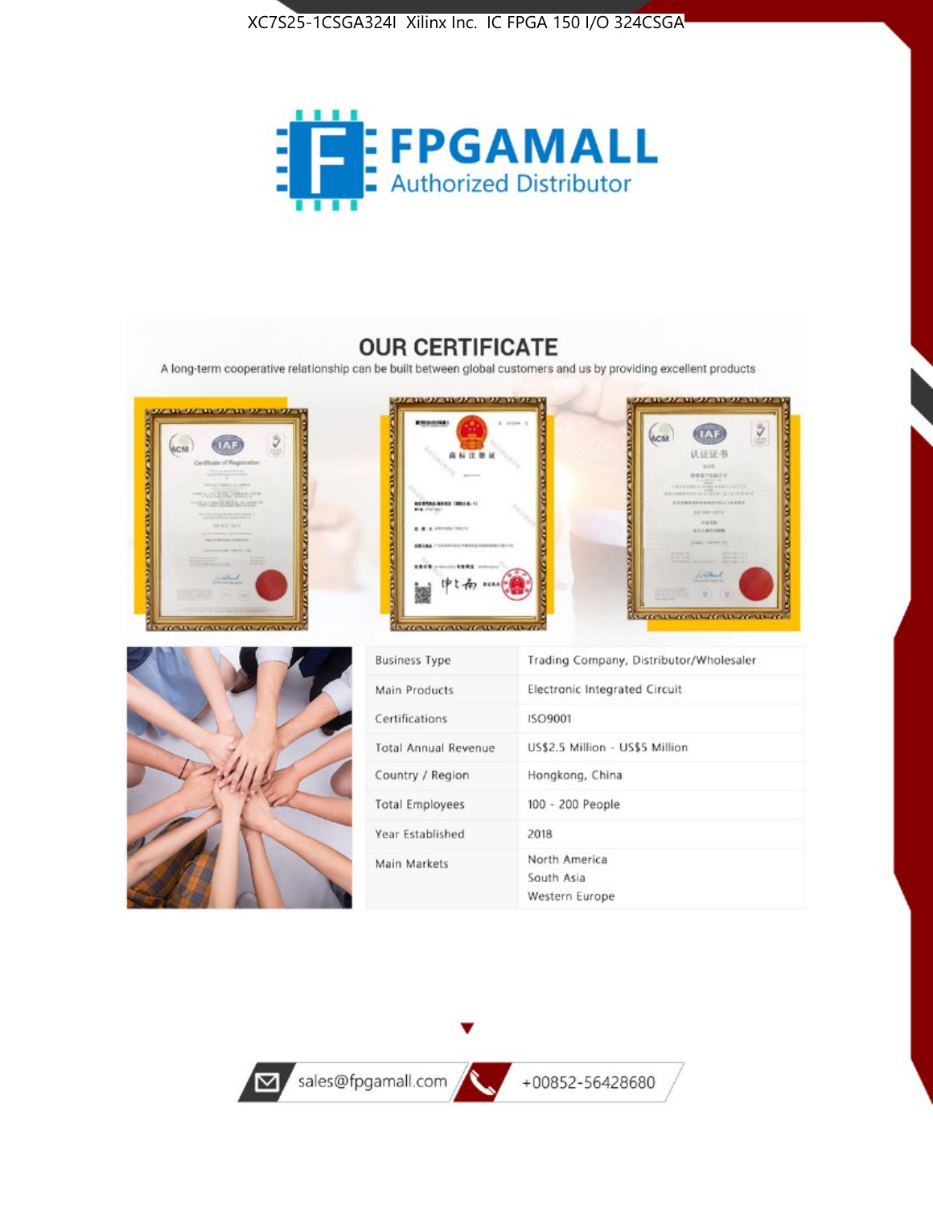FPGAMALL
Authorized Distributor

## OUR CERTIFICATE

A long-term cooperative relationship can be built between global customers and us by providing excellent products

| | |
|---|---|
| Business Type | Trading Company, Distributor/Wholesaler |
| Main Products | Electronic Integrated Circuit |
| Certifications | ISO9001 |
| Total Annual Revenue | US$2.5 Million - US$5 Million |
| Country / Region | Hongkong, China |
| Total Employees | 100 - 200 People |
| Year Established | 2018 |
| Main Markets | North America<br>South Asia<br>Western Europe |

sales@fpgamall.com

+00852-56428680